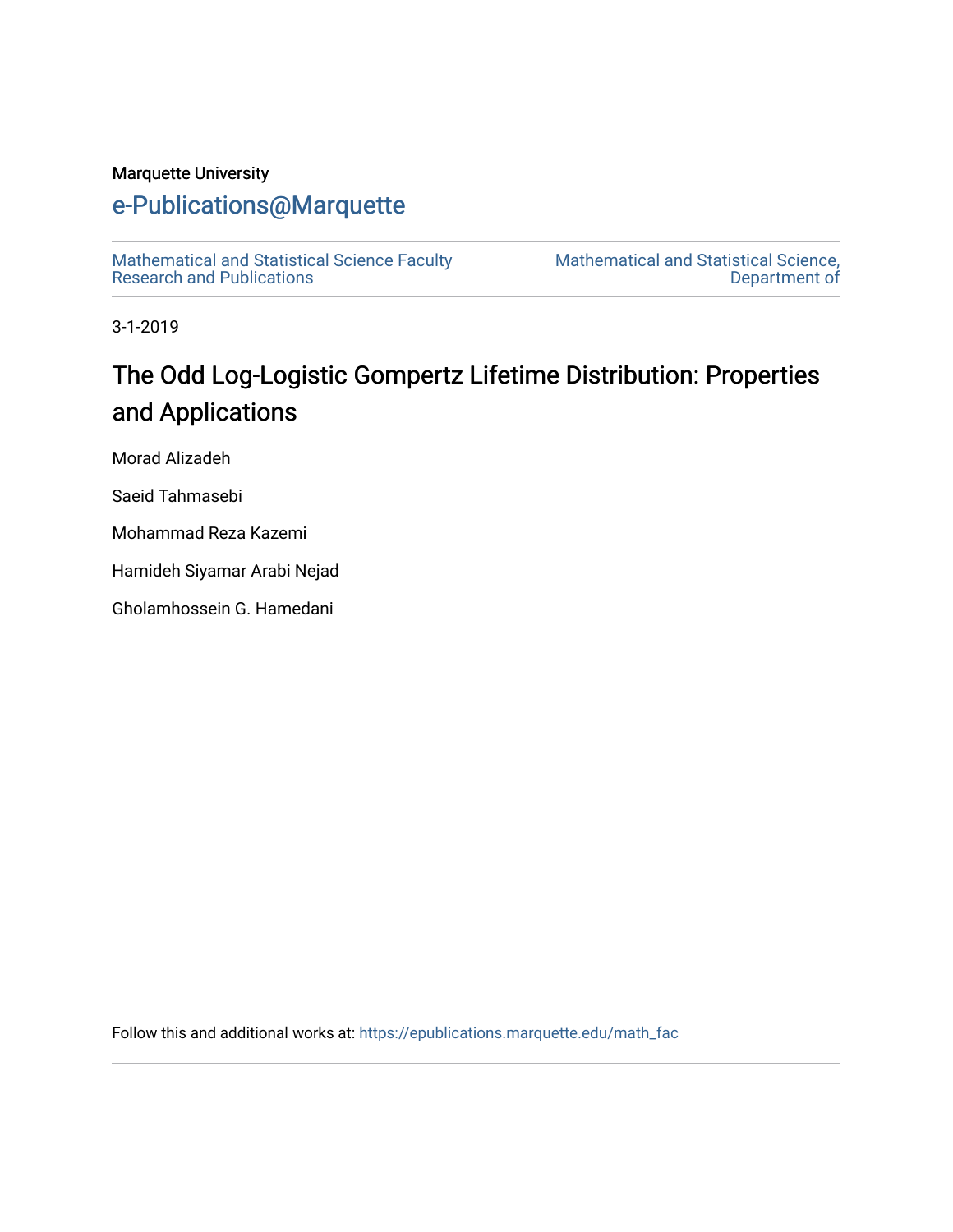Marquette University

e-Publications@Marquette

Mathematical and Statistical Science Faculty Research and Publications

Mathematical and Statistical Science, Department of

3-1-2019

# The Odd Log-Logistic Gompertz Lifetime Distribution: Properties and Applications

Morad Alizadeh

Saeid Tahmasebi

Mohammad Reza Kazemi

Hamideh Siyamar Arabi Nejad

Gholamhossein G. Hamedani

Follow this and additional works at: https://epublications.marquette.edu/math_fac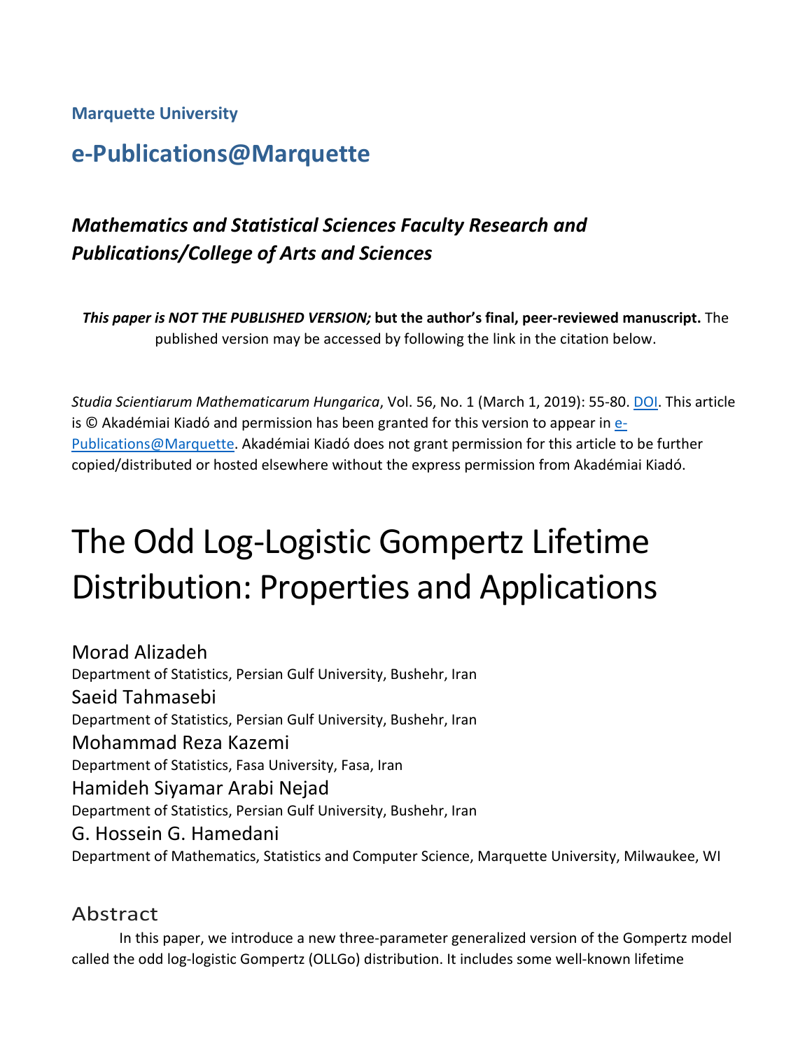**Marquette University**

## e-Publications@Marquette

### *Mathematics and Statistical Sciences Faculty Research and Publications/College of Arts and Sciences*

***This paper is NOT THE PUBLISHED VERSION;* but the author's final, peer-reviewed manuscript.** The published version may be accessed by following the link in the citation below.

*Studia Scientiarum Mathematicarum Hungarica*, Vol. 56, No. 1 (March 1, 2019): 55-80. DOI. This article is © Akadémiai Kiadó and permission has been granted for this version to appear in e-Publications@Marquette. Akadémiai Kiadó does not grant permission for this article to be further copied/distributed or hosted elsewhere without the express permission from Akadémiai Kiadó.

# The Odd Log-Logistic Gompertz Lifetime Distribution: Properties and Applications

Morad Alizadeh
Department of Statistics, Persian Gulf University, Bushehr, Iran

Saeid Tahmasebi
Department of Statistics, Persian Gulf University, Bushehr, Iran

Mohammad Reza Kazemi
Department of Statistics, Fasa University, Fasa, Iran

Hamideh Siyamar Arabi Nejad
Department of Statistics, Persian Gulf University, Bushehr, Iran

G. Hossein G. Hamedani
Department of Mathematics, Statistics and Computer Science, Marquette University, Milwaukee, WI

## Abstract

In this paper, we introduce a new three-parameter generalized version of the Gompertz model called the odd log-logistic Gompertz (OLLGo) distribution. It includes some well-known lifetime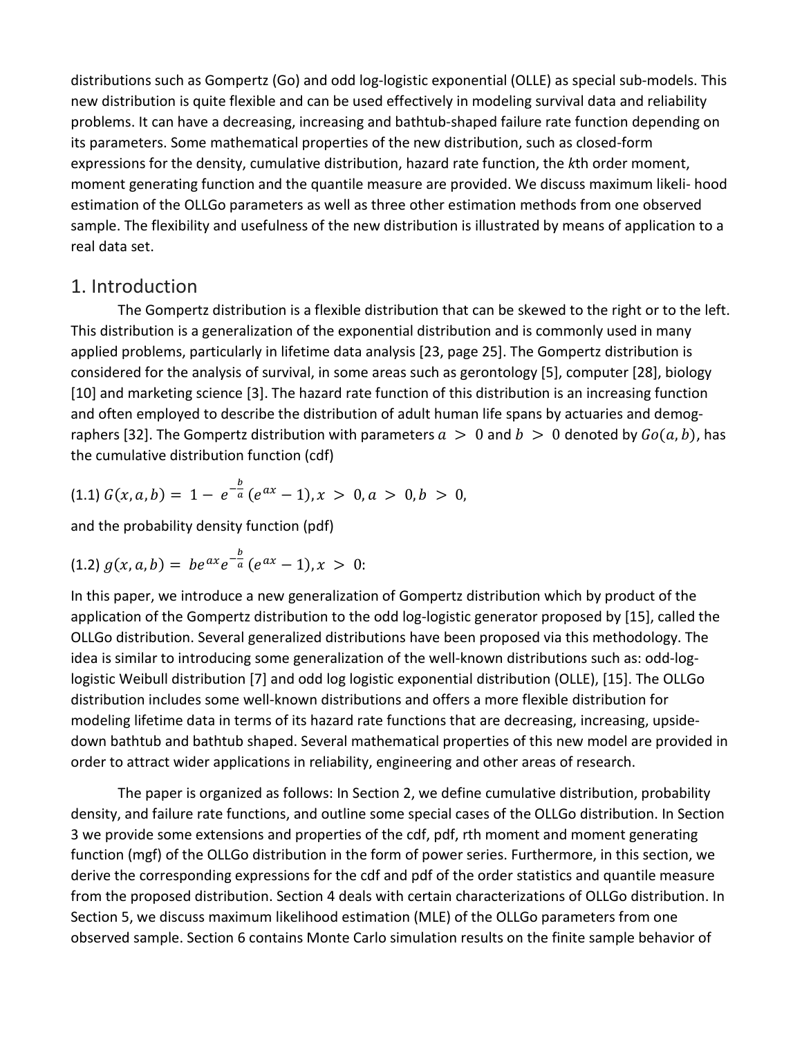distributions such as Gompertz (Go) and odd log-logistic exponential (OLLE) as special sub-models. This new distribution is quite flexible and can be used effectively in modeling survival data and reliability problems. It can have a decreasing, increasing and bathtub-shaped failure rate function depending on its parameters. Some mathematical properties of the new distribution, such as closed-form expressions for the density, cumulative distribution, hazard rate function, the *k*th order moment, moment generating function and the quantile measure are provided. We discuss maximum likeli- hood estimation of the OLLGo parameters as well as three other estimation methods from one observed sample. The flexibility and usefulness of the new distribution is illustrated by means of application to a real data set.

## 1. Introduction

The Gompertz distribution is a flexible distribution that can be skewed to the right or to the left. This distribution is a generalization of the exponential distribution and is commonly used in many applied problems, particularly in lifetime data analysis [23, page 25]. The Gompertz distribution is considered for the analysis of survival, in some areas such as gerontology [5], computer [28], biology [10] and marketing science [3]. The hazard rate function of this distribution is an increasing function and often employed to describe the distribution of adult human life spans by actuaries and demog- raphers [32]. The Gompertz distribution with parameters $a > 0$ and $b > 0$ denoted by $Go(a, b)$, has the cumulative distribution function (cdf)

(1.1) $G(x, a, b) = 1 - e^{-\frac{b}{a}}(e^{ax} - 1), x > 0, a > 0, b > 0,$

and the probability density function (pdf)

(1.2) $g(x, a, b) = be^{ax}e^{-\frac{b}{a}}(e^{ax} - 1), x > 0:$

In this paper, we introduce a new generalization of Gompertz distribution which by product of the application of the Gompertz distribution to the odd log-logistic generator proposed by [15], called the OLLGo distribution. Several generalized distributions have been proposed via this methodology. The idea is similar to introducing some generalization of the well-known distributions such as: odd-log-logistic Weibull distribution [7] and odd log logistic exponential distribution (OLLE), [15]. The OLLGo distribution includes some well-known distributions and offers a more flexible distribution for modeling lifetime data in terms of its hazard rate functions that are decreasing, increasing, upside-down bathtub and bathtub shaped. Several mathematical properties of this new model are provided in order to attract wider applications in reliability, engineering and other areas of research.

The paper is organized as follows: In Section 2, we define cumulative distribution, probability density, and failure rate functions, and outline some special cases of the OLLGo distribution. In Section 3 we provide some extensions and properties of the cdf, pdf, rth moment and moment generating function (mgf) of the OLLGo distribution in the form of power series. Furthermore, in this section, we derive the corresponding expressions for the cdf and pdf of the order statistics and quantile measure from the proposed distribution. Section 4 deals with certain characterizations of OLLGo distribution. In Section 5, we discuss maximum likelihood estimation (MLE) of the OLLGo parameters from one observed sample. Section 6 contains Monte Carlo simulation results on the finite sample behavior of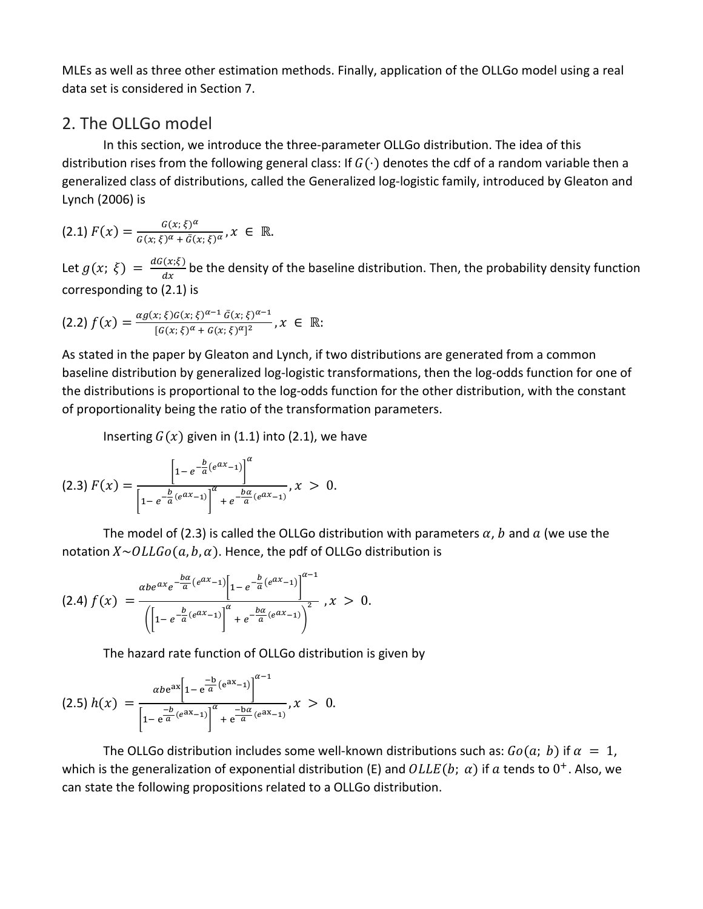MLEs as well as three other estimation methods. Finally, application of the OLLGo model using a real data set is considered in Section 7.

## 2. The OLLGo model

In this section, we introduce the three-parameter OLLGo distribution. The idea of this distribution rises from the following general class: If $G(\cdot)$ denotes the cdf of a random variable then a generalized class of distributions, called the Generalized log-logistic family, introduced by Gleaton and Lynch (2006) is

$$(2.1)\ F(x) = \frac{G(x;\,\xi)^{\alpha}}{G(x;\,\xi)^{\alpha} + \bar{G}(x;\,\xi)^{\alpha}}, x \in \mathbb{R}.$$

Let $g(x;\,\xi) = \frac{dG(x;\xi)}{dx}$ be the density of the baseline distribution. Then, the probability density function corresponding to (2.1) is

$$(2.2)\ f(x) = \frac{\alpha g(x;\,\xi) G(x;\,\xi)^{\alpha-1}\, \bar{G}(x;\,\xi)^{\alpha-1}}{[G(x;\,\xi)^{\alpha} + G(x;\,\xi)^{\alpha}]^{2}}, x \in \mathbb{R}:$$

As stated in the paper by Gleaton and Lynch, if two distributions are generated from a common baseline distribution by generalized log-logistic transformations, then the log-odds function for one of the distributions is proportional to the log-odds function for the other distribution, with the constant of proportionality being the ratio of the transformation parameters.

Inserting $G(x)$ given in (1.1) into (2.1), we have

$$(2.3)\ F(x) = \frac{\left[1 - e^{-\frac{b}{a}(e^{ax}-1)}\right]^{\alpha}}{\left[1 - e^{-\frac{b}{a}(e^{ax}-1)}\right]^{\alpha} + e^{-\frac{b\alpha}{a}(e^{ax}-1)}}, x > 0.$$

The model of (2.3) is called the OLLGo distribution with parameters $\alpha$, $b$ and $a$ (we use the notation $X \sim OLLGo(a, b, \alpha)$. Hence, the pdf of OLLGo distribution is

$$(2.4)\ f(x) = \frac{\alpha b e^{ax} e^{-\frac{b\alpha}{a}(e^{ax}-1)}\left[1 - e^{-\frac{b}{a}(e^{ax}-1)}\right]^{\alpha-1}}{\left(\left[1 - e^{-\frac{b}{a}(e^{ax}-1)}\right]^{\alpha} + e^{-\frac{b\alpha}{a}(e^{ax}-1)}\right)^{2}}, x > 0.$$

The hazard rate function of OLLGo distribution is given by

$$(2.5)\ h(x) = \frac{\alpha b e^{ax}\left[1 - e^{\frac{-b}{a}(e^{ax}-1)}\right]^{\alpha-1}}{\left[1 - e^{\frac{-b}{a}(e^{ax}-1)}\right]^{\alpha} + e^{\frac{-b\alpha}{a}(e^{ax}-1)}}, x > 0.$$

The OLLGo distribution includes some well-known distributions such as: $Go(a;\ b)$ if $\alpha = 1$, which is the generalization of exponential distribution (E) and $OLLE(b;\ \alpha)$ if $a$ tends to $0^{+}$. Also, we can state the following propositions related to a OLLGo distribution.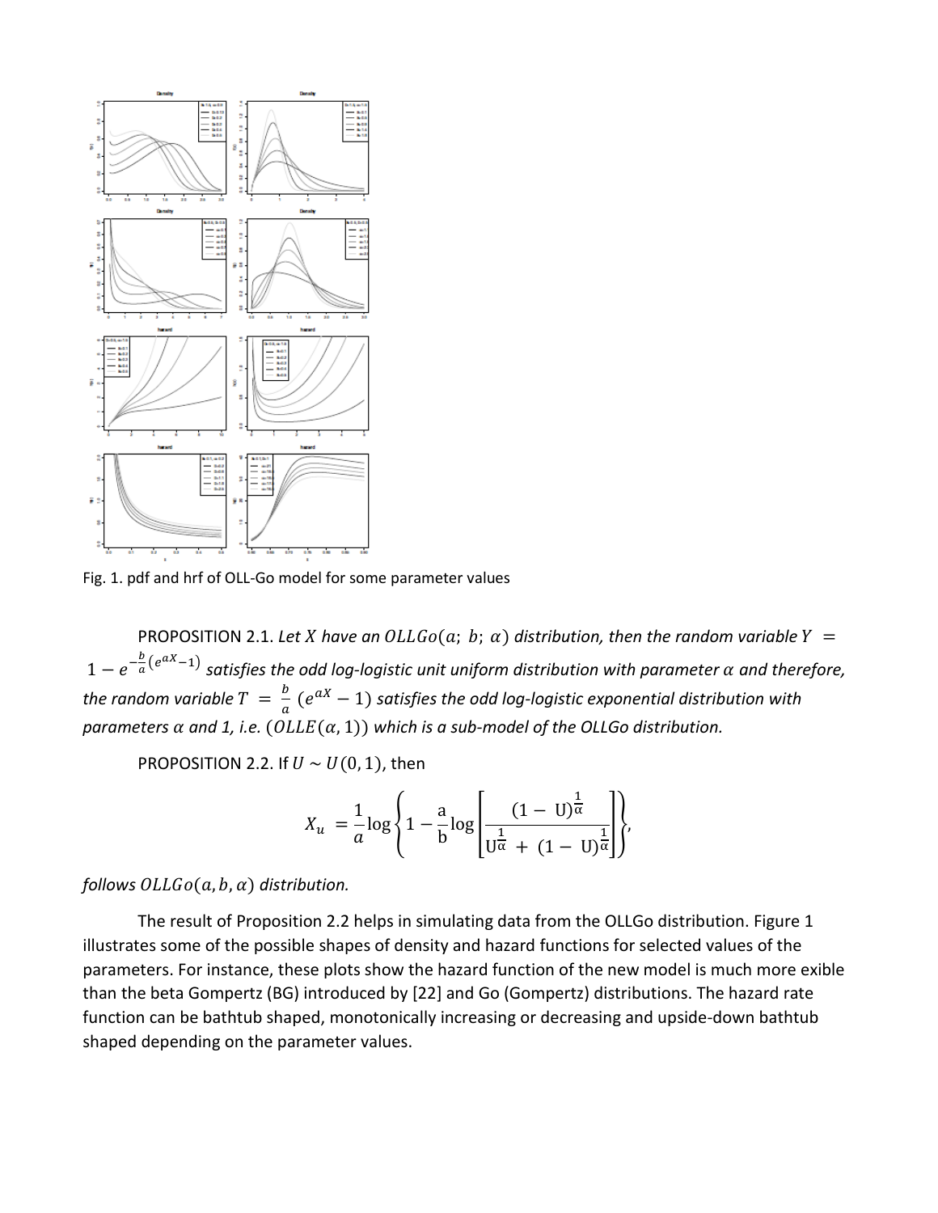Fig. 1. pdf and hrf of OLL-Go model for some parameter values

PROPOSITION 2.1. *Let $X$ have an $OLLGo(a;\ b;\ \alpha)$ distribution, then the random variable $Y = 1 - e^{-\frac{b}{a}(e^{aX}-1)}$ satisfies the odd log-logistic unit uniform distribution with parameter $\alpha$ and therefore, the random variable $T = \frac{b}{a}(e^{aX} - 1)$ satisfies the odd log-logistic exponential distribution with parameters $\alpha$ and 1, i.e. $(OLLE(\alpha, 1))$ which is a sub-model of the OLLGo distribution.*

PROPOSITION 2.2. If $U \sim U(0,1)$, then

$$X_u = \frac{1}{a}\log\left\{1 - \frac{a}{b}\log\left[\frac{(1-U)^{\frac{1}{\alpha}}}{U^{\frac{1}{\alpha}} + (1-U)^{\frac{1}{\alpha}}}\right]\right\},$$

*follows $OLLGo(a, b, \alpha)$ distribution.*

The result of Proposition 2.2 helps in simulating data from the OLLGo distribution. Figure 1 illustrates some of the possible shapes of density and hazard functions for selected values of the parameters. For instance, these plots show the hazard function of the new model is much more exible than the beta Gompertz (BG) introduced by [22] and Go (Gompertz) distributions. The hazard rate function can be bathtub shaped, monotonically increasing or decreasing and upside-down bathtub shaped depending on the parameter values.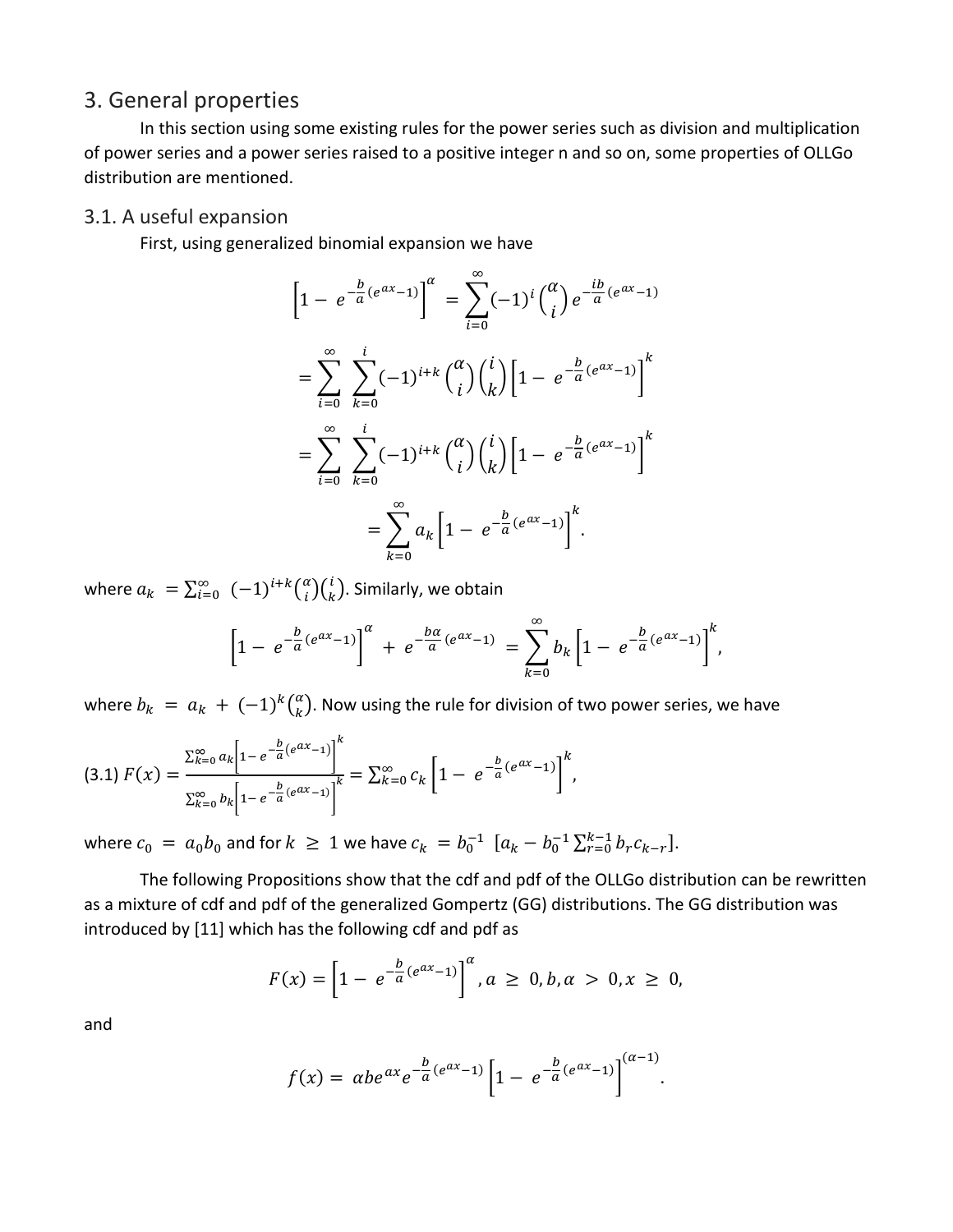## 3. General properties

In this section using some existing rules for the power series such as division and multiplication of power series and a power series raised to a positive integer n and so on, some properties of OLLGo distribution are mentioned.

### 3.1. A useful expansion

First, using generalized binomial expansion we have

$$\left[1-\ e^{-\frac{b}{a}(e^{ax}-1)}\right]^{\alpha}\ =\sum_{i=0}^{\infty}(-1)^{i}\binom{\alpha}{i}e^{-\frac{ib}{a}(e^{ax}-1)}$$

$$=\sum_{i=0}^{\infty}\ \sum_{k=0}^{i}(-1)^{i+k}\binom{\alpha}{i}\binom{i}{k}\left[1-\ e^{-\frac{b}{a}(e^{ax}-1)}\right]^{k}$$

$$=\sum_{i=0}^{\infty}\ \sum_{k=0}^{i}(-1)^{i+k}\binom{\alpha}{i}\binom{i}{k}\left[1-\ e^{-\frac{b}{a}(e^{ax}-1)}\right]^{k}$$

$$=\sum_{k=0}^{\infty}a_{k}\left[1-\ e^{-\frac{b}{a}(e^{ax}-1)}\right]^{k}.$$

where $a_k\ =\sum_{i=0}^{\infty}\ (-1)^{i+k}\binom{\alpha}{i}\binom{i}{k}$. Similarly, we obtain

$$\left[1-\ e^{-\frac{b}{a}(e^{ax}-1)}\right]^{\alpha}\ +\ e^{-\frac{b\alpha}{a}(e^{ax}-1)}\ =\sum_{k=0}^{\infty}b_{k}\left[1-\ e^{-\frac{b}{a}(e^{ax}-1)}\right]^{k},$$

where $b_k\ =\ a_k\ +\ (-1)^k\binom{\alpha}{k}$. Now using the rule for division of two power series, we have

$$(3.1)\ F(x)=\frac{\sum_{k=0}^{\infty}a_{k}\left[1-e^{-\frac{b}{a}(e^{ax}-1)}\right]^{k}}{\sum_{k=0}^{\infty}b_{k}\left[1-e^{-\frac{b}{a}(e^{ax}-1)}\right]^{k}}=\sum_{k=0}^{\infty}c_{k}\left[1-\ e^{-\frac{b}{a}(e^{ax}-1)}\right]^{k},$$

where $c_0\ =\ a_0 b_0$ and for $k\ \geq\ 1$ we have $c_k\ =b_0^{-1}\ \left[a_k-b_0^{-1}\sum_{r=0}^{k-1}b_r c_{k-r}\right]$.

The following Propositions show that the cdf and pdf of the OLLGo distribution can be rewritten as a mixture of cdf and pdf of the generalized Gompertz (GG) distributions. The GG distribution was introduced by [11] which has the following cdf and pdf as

$$F(x)=\left[1-\ e^{-\frac{b}{a}(e^{ax}-1)}\right]^{\alpha},a\ \geq\ 0,b,\alpha\ >\ 0,x\ \geq\ 0,$$

and

$$f(x)=\ \alpha b e^{ax}e^{-\frac{b}{a}(e^{ax}-1)}\left[1-\ e^{-\frac{b}{a}(e^{ax}-1)}\right]^{(\alpha-1)}.$$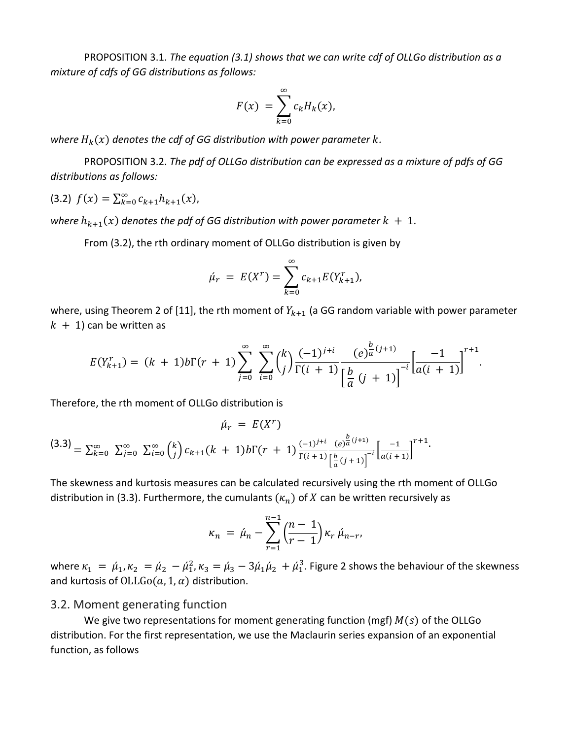PROPOSITION 3.1. *The equation (3.1) shows that we can write cdf of OLLGo distribution as a mixture of cdfs of GG distributions as follows:*

$$F(x) = \sum_{k=0}^{\infty} c_k H_k(x),$$

*where $H_k(x)$ denotes the cdf of GG distribution with power parameter $k$.*

PROPOSITION 3.2. *The pdf of OLLGo distribution can be expressed as a mixture of pdfs of GG distributions as follows:*

(3.2) $f(x) = \sum_{k=0}^{\infty} c_{k+1} h_{k+1}(x)$,

*where $h_{k+1}(x)$ denotes the pdf of GG distribution with power parameter $k + 1$.*

From (3.2), the rth ordinary moment of OLLGo distribution is given by

$$\acute{\mu}_r = E(X^r) = \sum_{k=0}^{\infty} c_{k+1} E(Y_{k+1}^r),$$

where, using Theorem 2 of [11], the rth moment of $Y_{k+1}$ (a GG random variable with power parameter $k + 1$) can be written as

$$E(Y_{k+1}^r) = (k + 1) b \Gamma(r + 1) \sum_{j=0}^{\infty} \sum_{i=0}^{\infty} \binom{k}{j} \frac{(-1)^{j+i}}{\Gamma(i + 1)} \frac{(e)^{\frac{b}{a}(j+1)}}{\left[\frac{b}{a}(j + 1)\right]^{-i}} \left[\frac{-1}{a(i + 1)}\right]^{r+1}.$$

Therefore, the rth moment of OLLGo distribution is

$$\acute{\mu}_r = E(X^r)$$

(3.3) $$= \sum_{k=0}^{\infty} \sum_{j=0}^{\infty} \sum_{i=0}^{\infty} \binom{k}{j} c_{k+1} (k + 1) b \Gamma(r + 1) \frac{(-1)^{j+i}}{\Gamma(i + 1)} \frac{(e)^{\frac{b}{a}(j+1)}}{\left[\frac{b}{a}(j + 1)\right]^{-i}} \left[\frac{-1}{a(i + 1)}\right]^{r+1}.$$

The skewness and kurtosis measures can be calculated recursively using the rth moment of OLLGo distribution in (3.3). Furthermore, the cumulants ($\kappa_n$) of $X$ can be written recursively as

$$\kappa_n = \acute{\mu}_n - \sum_{r=1}^{n-1} \binom{n - 1}{r - 1} \kappa_r \acute{\mu}_{n-r},$$

where $\kappa_1 = \acute{\mu}_1, \kappa_2 = \acute{\mu}_2 - \acute{\mu}_1^2, \kappa_3 = \acute{\mu}_3 - 3\acute{\mu}_1\acute{\mu}_2 + \acute{\mu}_1^3$. Figure 2 shows the behaviour of the skewness and kurtosis of $\mathrm{OLLGo}(a, 1, \alpha)$ distribution.

## 3.2. Moment generating function

We give two representations for moment generating function (mgf) $M(s)$ of the OLLGo distribution. For the first representation, we use the Maclaurin series expansion of an exponential function, as follows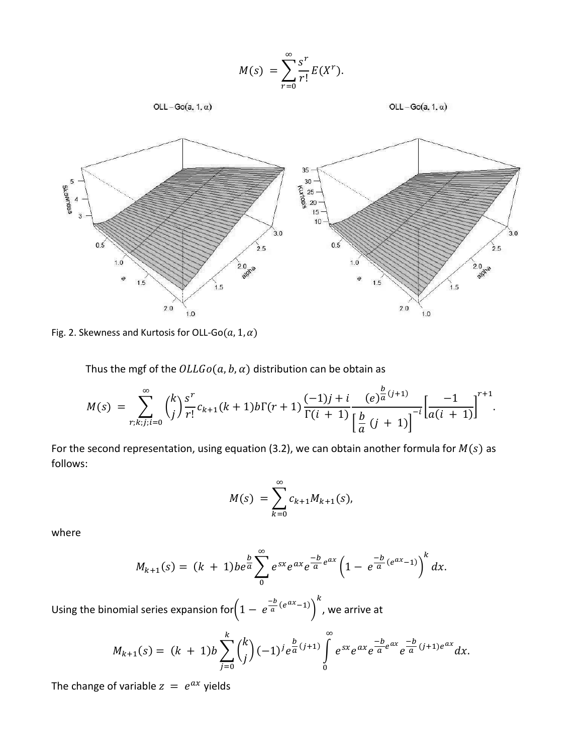$$M(s) = \sum_{r=0}^{\infty} \frac{s^r}{r!} E(X^r).$$

Fig. 2. Skewness and Kurtosis for OLL-Go$(a, 1, \alpha)$

Thus the mgf of the $OLLGo(a, b, \alpha)$ distribution can be obtain as

$$M(s) = \sum_{r;k;j;i=0}^{\infty} \binom{k}{j} \frac{s^r}{r!} c_{k+1}(k+1) b \Gamma(r+1) \frac{(-1)j+i}{\Gamma(i+1)} \frac{(e)^{\frac{b}{a}(j+1)}}{\left[\frac{b}{a}(j+1)\right]^{-i}} \left[\frac{-1}{a(i+1)}\right]^{r+1}.$$

For the second representation, using equation (3.2), we can obtain another formula for $M(s)$ as follows:

$$M(s) = \sum_{k=0}^{\infty} c_{k+1} M_{k+1}(s),$$

where

$$M_{k+1}(s) = (k+1) b e^{\frac{b}{a}} \sum_{0}^{\infty} e^{sx} e^{ax} e^{\frac{-b}{a} e^{ax}} \left(1 - e^{\frac{-b}{a}(e^{ax}-1)}\right)^k dx.$$

Using the binomial series expansion for $\left(1 - e^{\frac{-b}{a}(e^{ax}-1)}\right)^k$, we arrive at

$$M_{k+1}(s) = (k+1) b \sum_{j=0}^{k} \binom{k}{j} (-1)^j e^{\frac{b}{a}(j+1)} \int_{0}^{\infty} e^{sx} e^{ax} e^{\frac{-b}{a} e^{ax}} e^{\frac{-b}{a}(j+1) e^{ax}} dx.$$

The change of variable $z = e^{ax}$ yields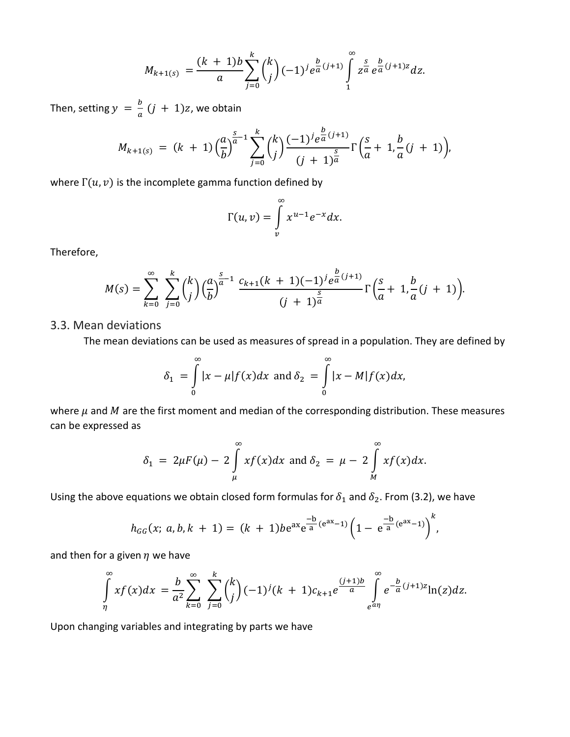$$M_{k+1(s)} = \frac{(k+1)b}{a}\sum_{j=0}^{k}\binom{k}{j}(-1)^j e^{\frac{b}{a}(j+1)}\int_{1}^{\infty} z^{\frac{s}{a}} e^{\frac{b}{a}(j+1)z}dz.$$

Then, setting $y = \frac{b}{a}(j+1)z$, we obtain

$$M_{k+1(s)} = (k+1)\left(\frac{a}{b}\right)^{\frac{s}{a}-1}\sum_{j=0}^{k}\binom{k}{j}\frac{(-1)^j e^{\frac{b}{a}(j+1)}}{(j+1)^{\frac{s}{a}}}\Gamma\left(\frac{s}{a}+1, \frac{b}{a}(j+1)\right),$$

where $\Gamma(u, v)$ is the incomplete gamma function defined by

$$\Gamma(u, v) = \int_{v}^{\infty} x^{u-1}e^{-x}dx.$$

Therefore,

$$M(s) = \sum_{k=0}^{\infty}\sum_{j=0}^{k}\binom{k}{j}\left(\frac{a}{b}\right)^{\frac{s}{a}-1}\frac{c_{k+1}(k+1)(-1)^j e^{\frac{b}{a}(j+1)}}{(j+1)^{\frac{s}{a}}}\Gamma\left(\frac{s}{a}+1, \frac{b}{a}(j+1)\right).$$

## 3.3. Mean deviations

The mean deviations can be used as measures of spread in a population. They are defined by

$$\delta_1 = \int_{0}^{\infty}|x-\mu|f(x)dx \text{ and } \delta_2 = \int_{0}^{\infty}|x-M|f(x)dx,$$

where $\mu$ and $M$ are the first moment and median of the corresponding distribution. These measures can be expressed as

$$\delta_1 = 2\mu F(\mu) - 2\int_{\mu}^{\infty} xf(x)dx \text{ and } \delta_2 = \mu - 2\int_{M}^{\infty} xf(x)dx.$$

Using the above equations we obtain closed form formulas for $\delta_1$ and $\delta_2$. From (3.2), we have

$$h_{GG}(x;\, a, b, k+1) = (k+1)be^{ax}e^{\frac{-b}{a}(e^{ax}-1)}\left(1-e^{\frac{-b}{a}(e^{ax}-1)}\right)^k,$$

and then for a given $\eta$ we have

$$\int_{\eta}^{\infty} xf(x)dx = \frac{b}{a^2}\sum_{k=0}^{\infty}\sum_{j=0}^{k}\binom{k}{j}(-1)^j(k+1)c_{k+1}e^{\frac{(j+1)b}{a}}\int_{e^{a\eta}}^{\infty} e^{-\frac{b}{a}(j+1)z}\ln(z)dz.$$

Upon changing variables and integrating by parts we have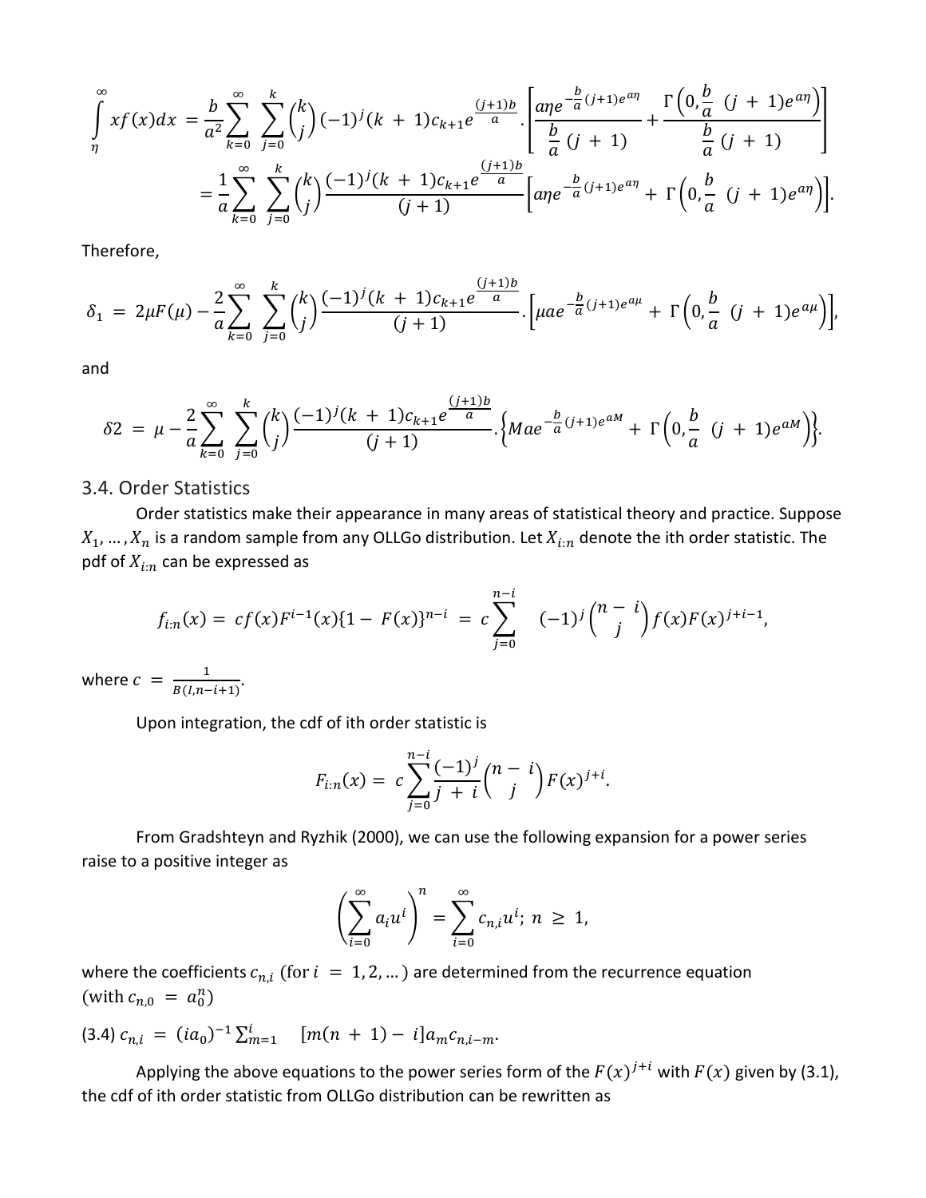$$\int_{\eta}^{\infty} xf(x)dx = \frac{b}{a^2}\sum_{k=0}^{\infty}\sum_{j=0}^{k}\binom{k}{j}(-1)^j(k+1)c_{k+1}e^{\frac{(j+1)b}{a}}\cdot\left[\frac{a\eta e^{-\frac{b}{a}(j+1)e^{a\eta}}}{\frac{b}{a}(j+1)}+\frac{\Gamma\left(0,\frac{b}{a}(j+1)e^{a\eta}\right)}{\frac{b}{a}(j+1)}\right]$$

$$= \frac{1}{a}\sum_{k=0}^{\infty}\sum_{j=0}^{k}\binom{k}{j}\frac{(-1)^j(k+1)c_{k+1}e^{\frac{(j+1)b}{a}}}{(j+1)}\left[a\eta e^{-\frac{b}{a}(j+1)e^{a\eta}}+\Gamma\left(0,\frac{b}{a}(j+1)e^{a\eta}\right)\right].$$

Therefore,

$$\delta_1 = 2\mu F(\mu) - \frac{2}{a}\sum_{k=0}^{\infty}\sum_{j=0}^{k}\binom{k}{j}\frac{(-1)^j(k+1)c_{k+1}e^{\frac{(j+1)b}{a}}}{(j+1)}\cdot\left[\mu a e^{-\frac{b}{a}(j+1)e^{a\mu}}+\Gamma\left(0,\frac{b}{a}(j+1)e^{a\mu}\right)\right],$$

and

$$\delta 2 = \mu - \frac{2}{a}\sum_{k=0}^{\infty}\sum_{j=0}^{k}\binom{k}{j}\frac{(-1)^j(k+1)c_{k+1}e^{\frac{(j+1)b}{a}}}{(j+1)}\cdot\left\{M a e^{-\frac{b}{a}(j+1)e^{aM}}+\Gamma\left(0,\frac{b}{a}(j+1)e^{aM}\right)\right\}.$$

## 3.4. Order Statistics

Order statistics make their appearance in many areas of statistical theory and practice. Suppose $X_1, \dots, X_n$ is a random sample from any OLLGo distribution. Let $X_{i:n}$ denote the ith order statistic. The pdf of $X_{i:n}$ can be expressed as

$$f_{i:n}(x) = cf(x)F^{i-1}(x)\{1-F(x)\}^{n-i} = c\sum_{j=0}^{n-i}(-1)^j\binom{n-i}{j}f(x)F(x)^{j+i-1},$$

where $c = \frac{1}{B(I,n-i+1)}$.

Upon integration, the cdf of ith order statistic is

$$F_{i:n}(x) = c\sum_{j=0}^{n-i}\frac{(-1)^j}{j+i}\binom{n-i}{j}F(x)^{j+i}.$$

From Gradshteyn and Ryzhik (2000), we can use the following expansion for a power series raise to a positive integer as

$$\left(\sum_{i=0}^{\infty}a_iu^i\right)^n = \sum_{i=0}^{\infty}c_{n,i}u^i;\ n \geq 1,$$

where the coefficients $c_{n,i}$ (for $i = 1, 2, \dots$) are determined from the recurrence equation (with $c_{n,0} = a_0^n$)

(3.4) $c_{n,i} = (ia_0)^{-1}\sum_{m=1}^{i}\ [m(n+1)-i]a_m c_{n,i-m}$.

Applying the above equations to the power series form of the $F(x)^{j+i}$ with $F(x)$ given by (3.1), the cdf of ith order statistic from OLLGo distribution can be rewritten as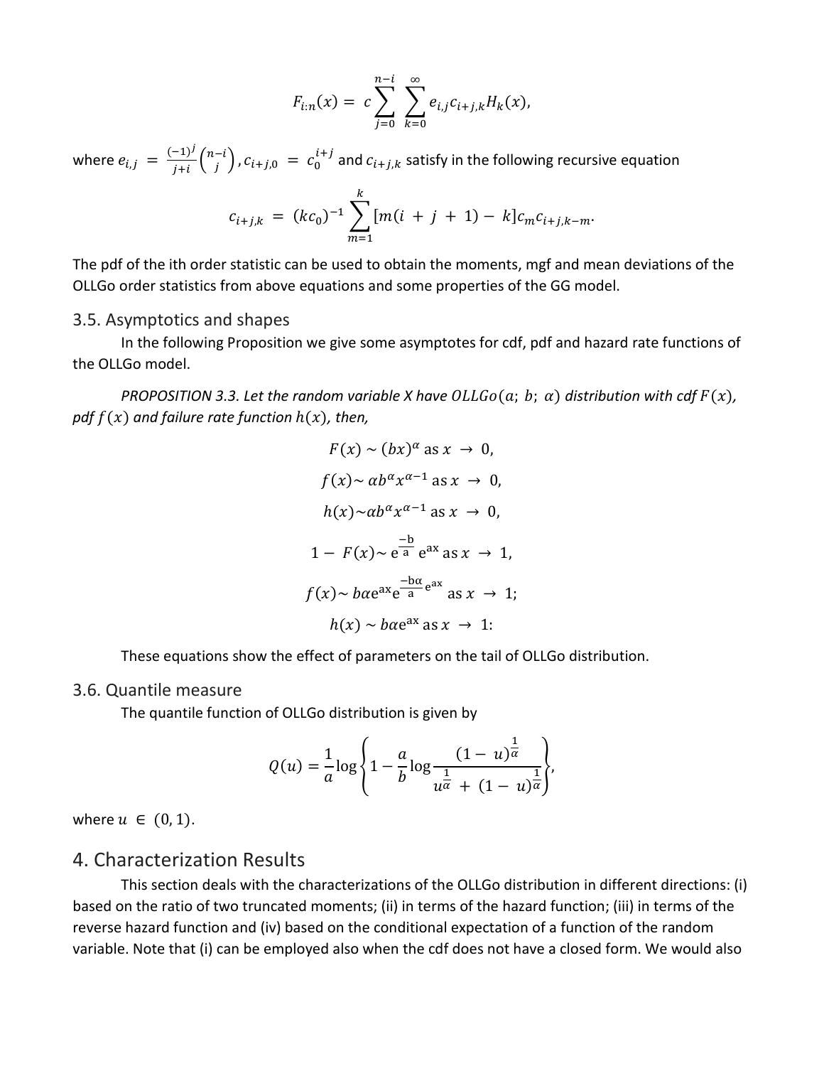$$F_{i:n}(x) = c\sum_{j=0}^{n-i}\sum_{k=0}^{\infty} e_{i,j}c_{i+j,k}H_k(x),$$

where $e_{i,j} = \frac{(-1)^j}{j+i}\binom{n-i}{j}$, $c_{i+j,0} = c_0^{i+j}$ and $c_{i+j,k}$ satisfy in the following recursive equation

$$c_{i+j,k} = (kc_0)^{-1}\sum_{m=1}^{k}[m(i + j + 1) - k]c_m c_{i+j,k-m}.$$

The pdf of the ith order statistic can be used to obtain the moments, mgf and mean deviations of the OLLGo order statistics from above equations and some properties of the GG model.

## 3.5. Asymptotics and shapes

In the following Proposition we give some asymptotes for cdf, pdf and hazard rate functions of the OLLGo model.

*PROPOSITION 3.3. Let the random variable X have $OLLGo(a;\, b;\, \alpha)$ distribution with cdf $F(x)$, pdf $f(x)$ and failure rate function $h(x)$, then,*

$$F(x) \sim (bx)^{\alpha} \text{ as } x \to 0,$$

$$f(x) \sim \alpha b^{\alpha}x^{\alpha-1} \text{ as } x \to 0,$$

$$h(x) \sim \alpha b^{\alpha}x^{\alpha-1} \text{ as } x \to 0,$$

$$1 - F(x) \sim e^{\frac{-b}{a}}\, e^{ax} \text{ as } x \to 1,$$

$$f(x) \sim b\alpha e^{ax} e^{\frac{-b\alpha}{a}e^{ax}} \text{ as } x \to 1;$$

$$h(x) \sim b\alpha e^{ax} \text{ as } x \to 1:$$

These equations show the effect of parameters on the tail of OLLGo distribution.

## 3.6. Quantile measure

The quantile function of OLLGo distribution is given by

$$Q(u) = \frac{1}{a}\log\left\{1 - \frac{a}{b}\log\frac{(1-u)^{\frac{1}{\alpha}}}{u^{\frac{1}{\alpha}} + (1-u)^{\frac{1}{\alpha}}}\right\},$$

where $u \in (0, 1)$.

# 4. Characterization Results

This section deals with the characterizations of the OLLGo distribution in different directions: (i) based on the ratio of two truncated moments; (ii) in terms of the hazard function; (iii) in terms of the reverse hazard function and (iv) based on the conditional expectation of a function of the random variable. Note that (i) can be employed also when the cdf does not have a closed form. We would also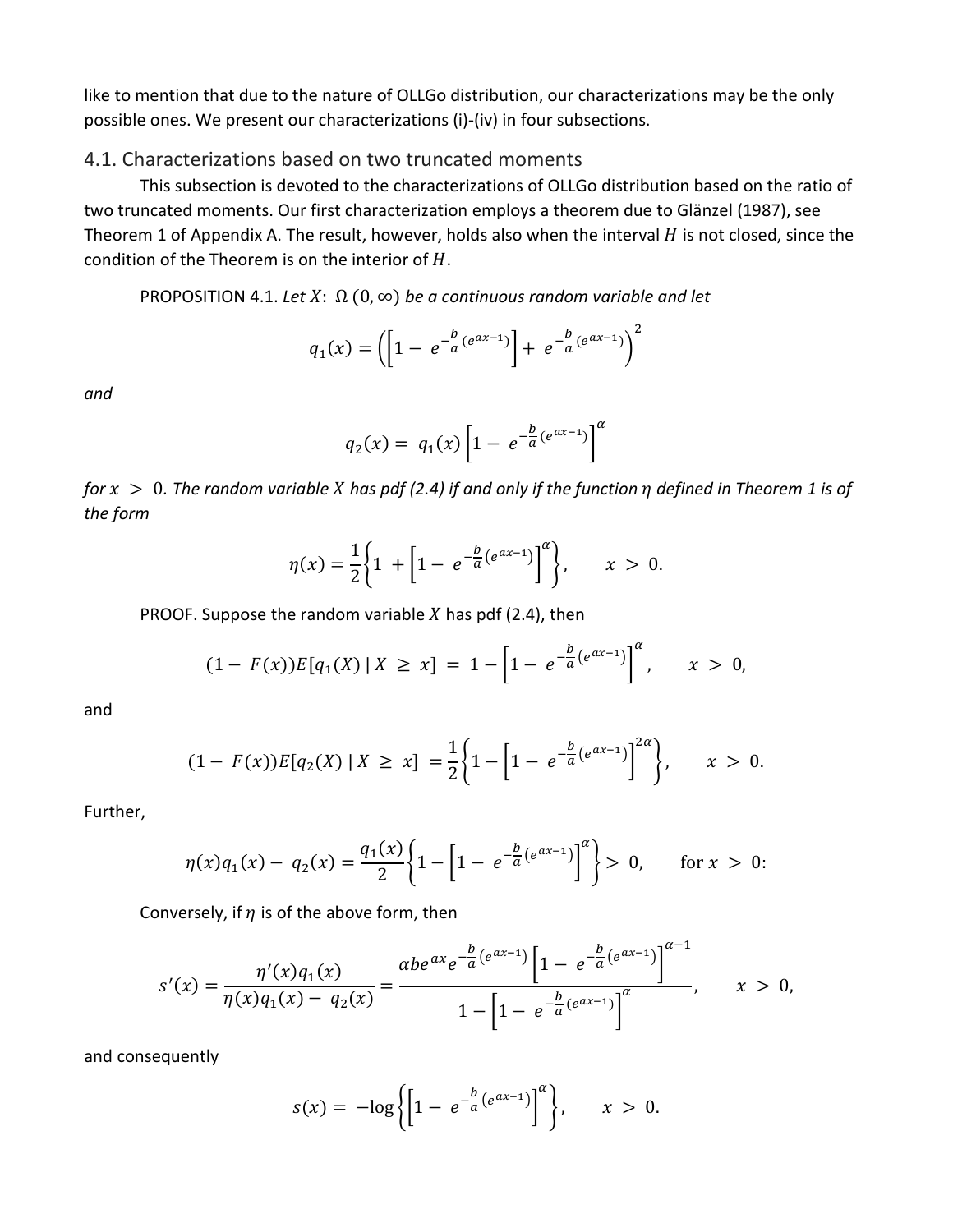like to mention that due to the nature of OLLGo distribution, our characterizations may be the only possible ones. We present our characterizations (i)-(iv) in four subsections.

## 4.1. Characterizations based on two truncated moments

This subsection is devoted to the characterizations of OLLGo distribution based on the ratio of two truncated moments. Our first characterization employs a theorem due to Glänzel (1987), see Theorem 1 of Appendix A. The result, however, holds also when the interval $H$ is not closed, since the condition of the Theorem is on the interior of $H$.

PROPOSITION 4.1. *Let $X$: $\Omega$ $(0, \infty)$ be a continuous random variable and let*

$$q_1(x) = \left(\left[1 - e^{-\frac{b}{a}(e^{ax-1})}\right] + e^{-\frac{b}{a}(e^{ax-1})}\right)^2$$

*and*

$$q_2(x) = q_1(x)\left[1 - e^{-\frac{b}{a}(e^{ax-1})}\right]^{\alpha}$$

*for $x > 0$. The random variable $X$ has pdf (2.4) if and only if the function $\eta$ defined in Theorem 1 is of the form*

$$\eta(x) = \frac{1}{2}\left\{1 + \left[1 - e^{-\frac{b}{a}(e^{ax-1})}\right]^{\alpha}\right\}, \qquad x > 0.$$

PROOF. Suppose the random variable $X$ has pdf (2.4), then

$$(1 - F(x))E[q_1(X) \mid X \geq x] = 1 - \left[1 - e^{-\frac{b}{a}(e^{ax-1})}\right]^{\alpha}, \qquad x > 0,$$

and

$$(1 - F(x))E[q_2(X) \mid X \geq x] = \frac{1}{2}\left\{1 - \left[1 - e^{-\frac{b}{a}(e^{ax-1})}\right]^{2\alpha}\right\}, \qquad x > 0.$$

Further,

$$\eta(x)q_1(x) - q_2(x) = \frac{q_1(x)}{2}\left\{1 - \left[1 - e^{-\frac{b}{a}(e^{ax-1})}\right]^{\alpha}\right\} > 0, \qquad \text{for } x > 0:$$

Conversely, if $\eta$ is of the above form, then

$$s'(x) = \frac{\eta'(x)q_1(x)}{\eta(x)q_1(x) - q_2(x)} = \frac{\alpha b e^{ax} e^{-\frac{b}{a}(e^{ax-1})}\left[1 - e^{-\frac{b}{a}(e^{ax-1})}\right]^{\alpha-1}}{1 - \left[1 - e^{-\frac{b}{a}(e^{ax-1})}\right]^{\alpha}}, \qquad x > 0,$$

and consequently

$$s(x) = -\log\left\{\left[1 - e^{-\frac{b}{a}(e^{ax-1})}\right]^{\alpha}\right\}, \qquad x > 0.$$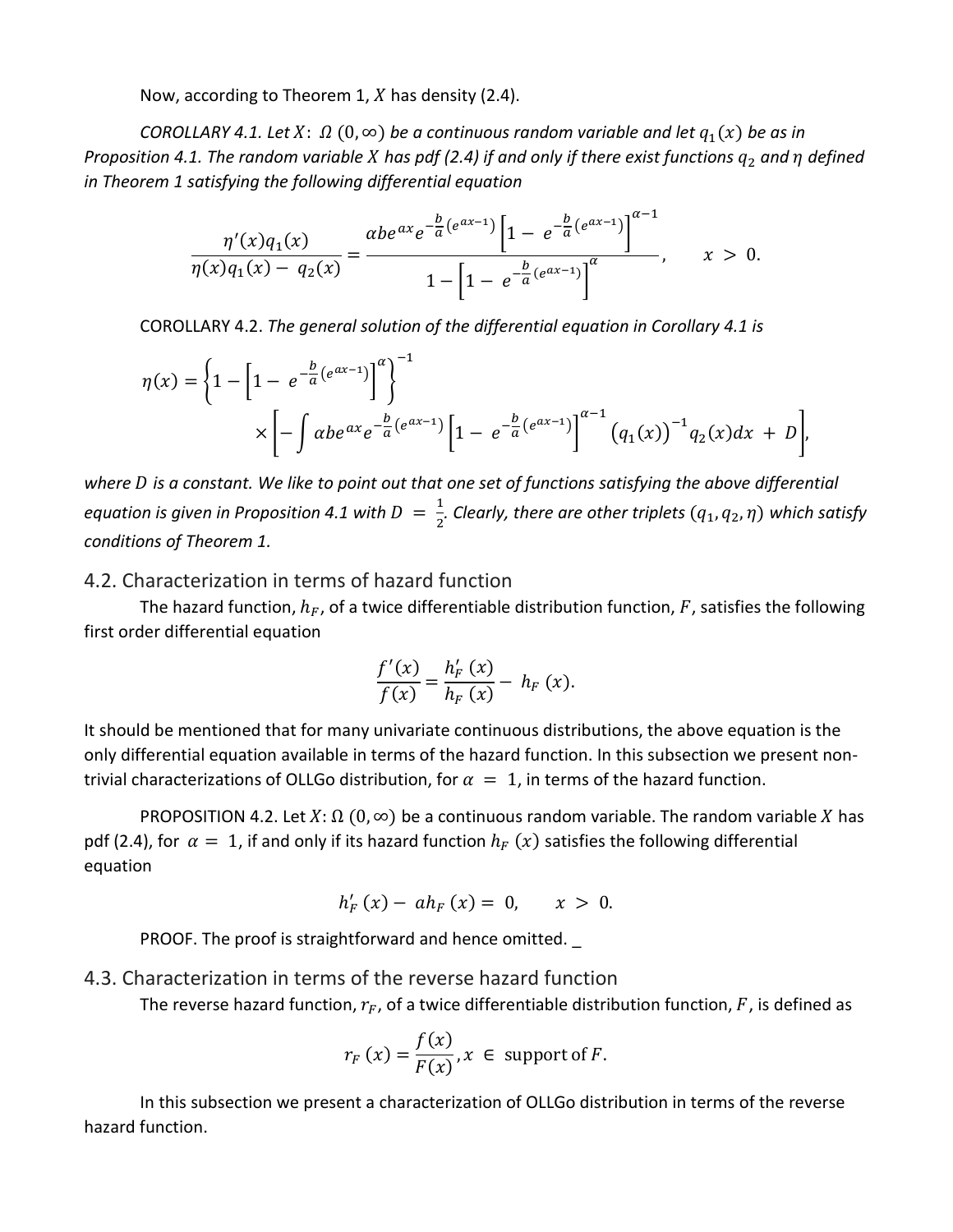Now, according to Theorem 1, $X$ has density (2.4).

*COROLLARY 4.1. Let $X$: $\Omega$ $(0, \infty)$ be a continuous random variable and let $q_1(x)$ be as in Proposition 4.1. The random variable $X$ has pdf (2.4) if and only if there exist functions $q_2$ and $\eta$ defined in Theorem 1 satisfying the following differential equation*

$$\frac{\eta'(x)q_1(x)}{\eta(x)q_1(x) - q_2(x)} = \frac{\alpha b e^{ax} e^{-\frac{b}{a}(e^{ax-1})}\left[1 - e^{-\frac{b}{a}(e^{ax-1})}\right]^{\alpha-1}}{1 - \left[1 - e^{-\frac{b}{a}(e^{ax-1})}\right]^{\alpha}}, \qquad x > 0.$$

COROLLARY 4.2. *The general solution of the differential equation in Corollary 4.1 is*

$$\eta(x) = \left\{1 - \left[1 - e^{-\frac{b}{a}(e^{ax-1})}\right]^{\alpha}\right\}^{-1} \times \left[-\int \alpha b e^{ax} e^{-\frac{b}{a}(e^{ax-1})}\left[1 - e^{-\frac{b}{a}(e^{ax-1})}\right]^{\alpha-1} \left(q_1(x)\right)^{-1} q_2(x)dx + D\right],$$

*where $D$ is a constant. We like to point out that one set of functions satisfying the above differential equation is given in Proposition 4.1 with $D = \frac{1}{2}$. Clearly, there are other triplets $(q_1, q_2, \eta)$ which satisfy conditions of Theorem 1.*

## 4.2. Characterization in terms of hazard function

The hazard function, $h_F$, of a twice differentiable distribution function, $F$, satisfies the following first order differential equation

$$\frac{f'(x)}{f(x)} = \frac{h_F'(x)}{h_F(x)} - h_F(x).$$

It should be mentioned that for many univariate continuous distributions, the above equation is the only differential equation available in terms of the hazard function. In this subsection we present non-trivial characterizations of OLLGo distribution, for $\alpha = 1$, in terms of the hazard function.

PROPOSITION 4.2. Let $X$: $\Omega$ $(0, \infty)$ be a continuous random variable. The random variable $X$ has pdf (2.4), for $\alpha = 1$, if and only if its hazard function $h_F(x)$ satisfies the following differential equation

$$h_F'(x) - a h_F(x) = 0, \qquad x > 0.$$

PROOF. The proof is straightforward and hence omitted. _

## 4.3. Characterization in terms of the reverse hazard function

The reverse hazard function, $r_F$, of a twice differentiable distribution function, $F$, is defined as

$$r_F(x) = \frac{f(x)}{F(x)}, x \in \text{support of } F.$$

In this subsection we present a characterization of OLLGo distribution in terms of the reverse hazard function.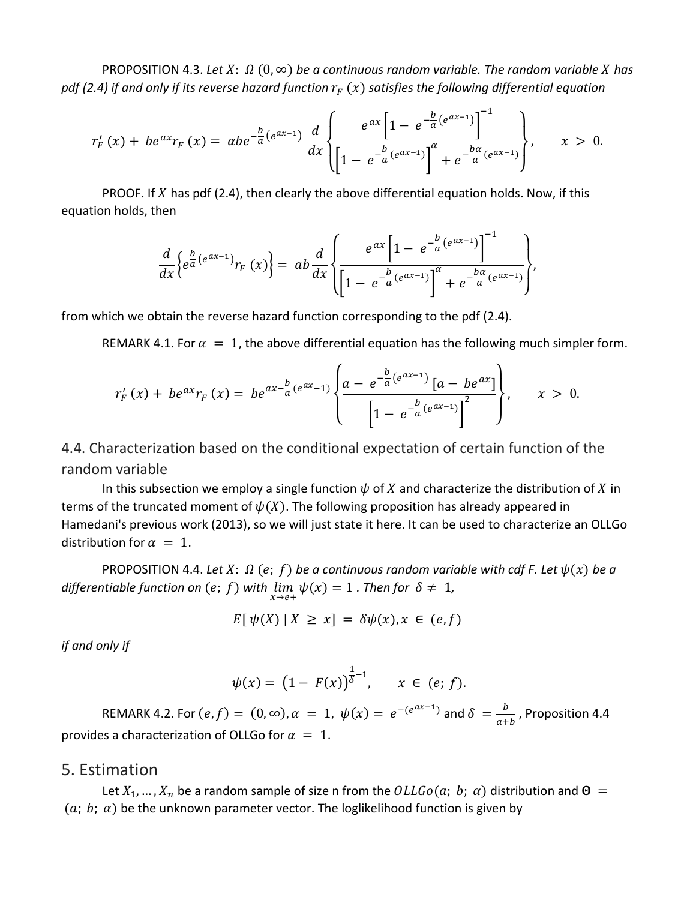PROPOSITION 4.3. *Let $X$: $\Omega$ $(0, \infty)$ be a continuous random variable. The random variable $X$ has pdf (2.4) if and only if its reverse hazard function $r_F(x)$ satisfies the following differential equation*

$$r_F'(x) + be^{ax} r_F(x) = \alpha b e^{-\frac{b}{a}(e^{ax-1})} \frac{d}{dx}\left\{ \frac{e^{ax}\left[1 - e^{-\frac{b}{a}(e^{ax-1})}\right]^{-1}}{\left[1 - e^{-\frac{b}{a}(e^{ax-1})}\right]^{\alpha} + e^{-\frac{b\alpha}{a}(e^{ax-1})}} \right\}, \qquad x > 0.$$

PROOF. If $X$ has pdf (2.4), then clearly the above differential equation holds. Now, if this equation holds, then

$$\frac{d}{dx}\left\{ e^{\frac{b}{a}(e^{ax-1})} r_F(x) \right\} = ab \frac{d}{dx}\left\{ \frac{e^{ax}\left[1 - e^{-\frac{b}{a}(e^{ax-1})}\right]^{-1}}{\left[1 - e^{-\frac{b}{a}(e^{ax-1})}\right]^{\alpha} + e^{-\frac{b\alpha}{a}(e^{ax-1})}} \right\},$$

from which we obtain the reverse hazard function corresponding to the pdf (2.4).

REMARK 4.1. For $\alpha = 1$, the above differential equation has the following much simpler form.

$$r_F'(x) + be^{ax} r_F(x) = be^{ax - \frac{b}{a}(e^{ax}-1)} \left\{ \frac{a - e^{-\frac{b}{a}(e^{ax-1})}\left[a - be^{ax}\right]}{\left[1 - e^{-\frac{b}{a}(e^{ax-1})}\right]^2} \right\}, \qquad x > 0.$$

## 4.4. Characterization based on the conditional expectation of certain function of the random variable

In this subsection we employ a single function $\psi$ of $X$ and characterize the distribution of $X$ in terms of the truncated moment of $\psi(X)$. The following proposition has already appeared in Hamedani's previous work (2013), so we will just state it here. It can be used to characterize an OLLGo distribution for $\alpha = 1$.

PROPOSITION 4.4. *Let $X$: $\Omega$ $(e; f)$ be a continuous random variable with cdf F. Let $\psi(x)$ be a differentiable function on $(e; f)$ with $\lim_{x \to e+} \psi(x) = 1$. Then for $\delta \neq 1$,*

$$E[\psi(X) \mid X \geq x] = \delta\psi(x), x \in (e, f)$$

*if and only if*

$$\psi(x) = \left(1 - F(x)\right)^{\frac{1}{\delta}-1}, \qquad x \in (e; f).$$

REMARK 4.2. For $(e, f) = (0, \infty), \alpha = 1$, $\psi(x) = e^{-(e^{ax-1})}$ and $\delta = \frac{b}{a+b}$, Proposition 4.4 provides a characterization of OLLGo for $\alpha = 1$.

# 5. Estimation

Let $X_1, \ldots, X_n$ be a random sample of size n from the $OLLGo(a;\ b;\ \alpha)$ distribution and $\mathbf{\Theta} = (a;\ b;\ \alpha)$ be the unknown parameter vector. The loglikelihood function is given by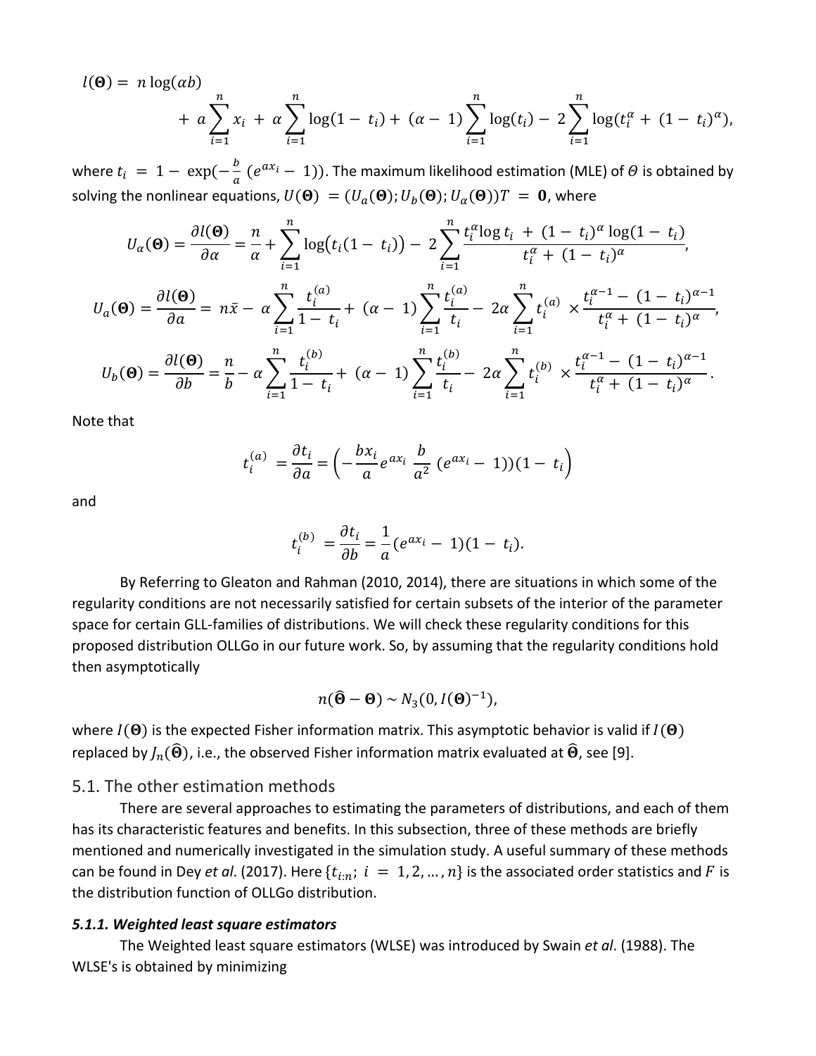$$l(\mathbf{\Theta}) = n\log(\alpha b) + a\sum_{i=1}^{n} x_i + \alpha\sum_{i=1}^{n}\log(1 - t_i) + (\alpha - 1)\sum_{i=1}^{n}\log(t_i) - 2\sum_{i=1}^{n}\log(t_i^{\alpha} + (1 - t_i)^{\alpha}),$$

where $t_i = 1 - \exp(-\frac{b}{a}(e^{ax_i} - 1))$. The maximum likelihood estimation (MLE) of $\Theta$ is obtained by solving the nonlinear equations, $U(\mathbf{\Theta}) = (U_a(\mathbf{\Theta}); U_b(\mathbf{\Theta}); U_\alpha(\mathbf{\Theta}))T = \mathbf{0}$, where

$$U_\alpha(\mathbf{\Theta}) = \frac{\partial l(\mathbf{\Theta})}{\partial \alpha} = \frac{n}{\alpha} + \sum_{i=1}^{n}\log\big(t_i(1 - t_i)\big) - 2\sum_{i=1}^{n}\frac{t_i^{\alpha}\log t_i + (1 - t_i)^{\alpha}\log(1 - t_i)}{t_i^{\alpha} + (1 - t_i)^{\alpha}},$$

$$U_a(\mathbf{\Theta}) = \frac{\partial l(\mathbf{\Theta})}{\partial a} = n\bar{x} - \alpha\sum_{i=1}^{n}\frac{t_i^{(a)}}{1 - t_i} + (\alpha - 1)\sum_{i=1}^{n}\frac{t_i^{(a)}}{t_i} - 2\alpha\sum_{i=1}^{n} t_i^{(a)} \times \frac{t_i^{\alpha-1} - (1 - t_i)^{\alpha-1}}{t_i^{\alpha} + (1 - t_i)^{\alpha}},$$

$$U_b(\mathbf{\Theta}) = \frac{\partial l(\mathbf{\Theta})}{\partial b} = \frac{n}{b} - \alpha\sum_{i=1}^{n}\frac{t_i^{(b)}}{1 - t_i} + (\alpha - 1)\sum_{i=1}^{n}\frac{t_i^{(b)}}{t_i} - 2\alpha\sum_{i=1}^{n} t_i^{(b)} \times \frac{t_i^{\alpha-1} - (1 - t_i)^{\alpha-1}}{t_i^{\alpha} + (1 - t_i)^{\alpha}}.$$

Note that

$$t_i^{(a)} = \frac{\partial t_i}{\partial a} = \Big(-\frac{bx_i}{a}e^{ax_i}\ \frac{b}{a^2}\ (e^{ax_i} - 1))(1 - t_i\Big)$$

and

$$t_i^{(b)} = \frac{\partial t_i}{\partial b} = \frac{1}{a}(e^{ax_i} - 1)(1 - t_i).$$

By Referring to Gleaton and Rahman (2010, 2014), there are situations in which some of the regularity conditions are not necessarily satisfied for certain subsets of the interior of the parameter space for certain GLL-families of distributions. We will check these regularity conditions for this proposed distribution OLLGo in our future work. So, by assuming that the regularity conditions hold then asymptotically

$$n(\widehat{\mathbf{\Theta}} - \mathbf{\Theta}) \sim N_3(0, I(\mathbf{\Theta})^{-1}),$$

where $I(\mathbf{\Theta})$ is the expected Fisher information matrix. This asymptotic behavior is valid if $I(\mathbf{\Theta})$ replaced by $J_n(\widehat{\mathbf{\Theta}})$, i.e., the observed Fisher information matrix evaluated at $\widehat{\mathbf{\Theta}}$, see [9].

## 5.1. The other estimation methods

There are several approaches to estimating the parameters of distributions, and each of them has its characteristic features and benefits. In this subsection, three of these methods are briefly mentioned and numerically investigated in the simulation study. A useful summary of these methods can be found in Dey *et al*. (2017). Here $\{t_{i:n};\ i = 1, 2, \ldots, n\}$ is the associated order statistics and $F$ is the distribution function of OLLGo distribution.

### *5.1.1. Weighted least square estimators*

The Weighted least square estimators (WLSE) was introduced by Swain *et al*. (1988). The WLSE's is obtained by minimizing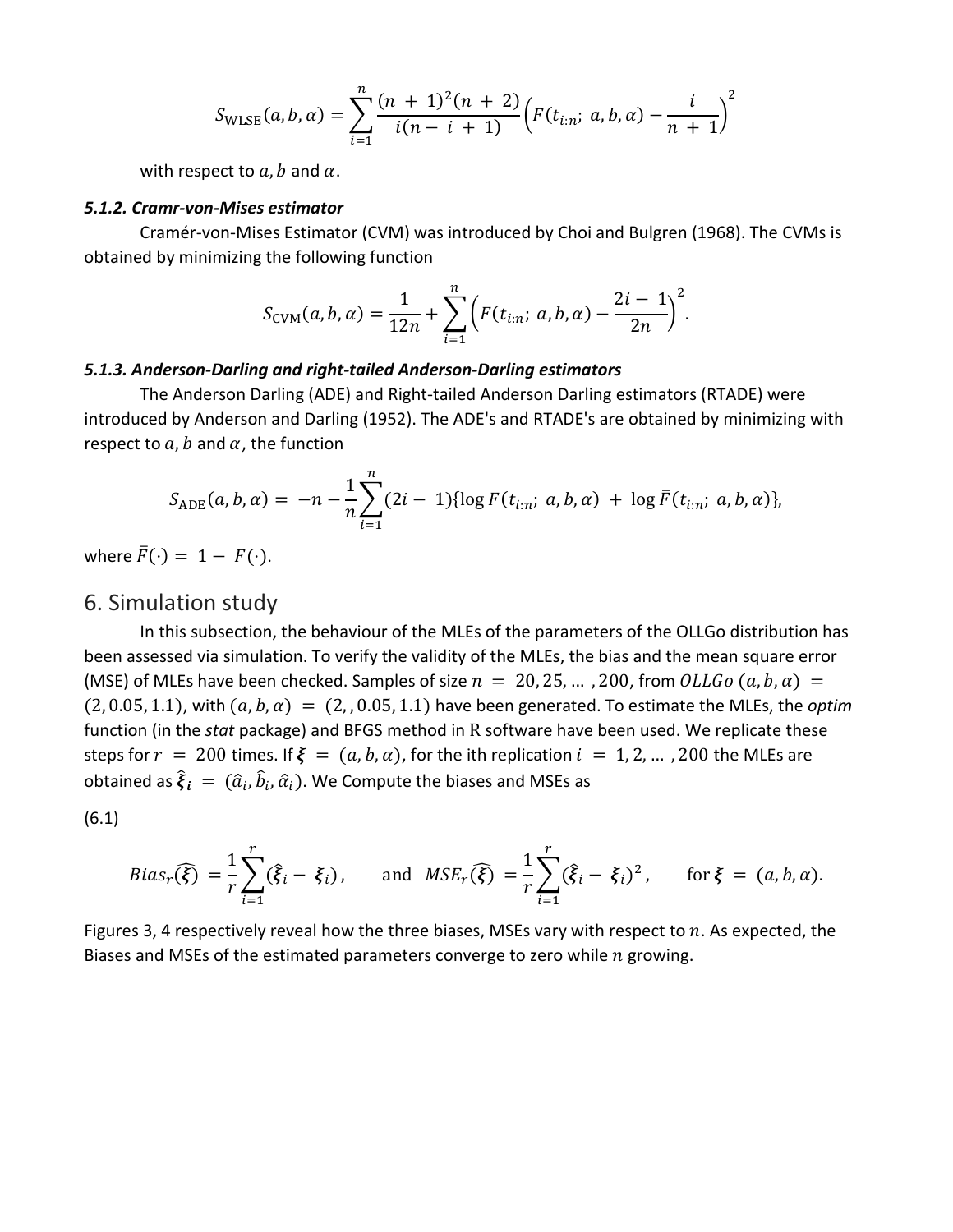$$S_{\text{WLSE}}(a,b,\alpha)=\sum_{i=1}^{n}\frac{(n+1)^2(n+2)}{i(n-i+1)}\left(F(t_{i:n};\ a,b,\alpha)-\frac{i}{n+1}\right)^2$$

with respect to $a, b$ and $\alpha$.

#### *5.1.2. Cramr-von-Mises estimator*

Cramér-von-Mises Estimator (CVM) was introduced by Choi and Bulgren (1968). The CVMs is obtained by minimizing the following function

$$S_{\text{CVM}}(a,b,\alpha)=\frac{1}{12n}+\sum_{i=1}^{n}\left(F(t_{i:n};\ a,b,\alpha)-\frac{2i-1}{2n}\right)^2.$$

#### *5.1.3. Anderson-Darling and right-tailed Anderson-Darling estimators*

The Anderson Darling (ADE) and Right-tailed Anderson Darling estimators (RTADE) were introduced by Anderson and Darling (1952). The ADE's and RTADE's are obtained by minimizing with respect to $a, b$ and $\alpha$, the function

$$S_{\text{ADE}}(a,b,\alpha)=-n-\frac{1}{n}\sum_{i=1}^{n}(2i-1)\{\log F(t_{i:n};\ a,b,\alpha)+\log\bar{F}(t_{i:n};\ a,b,\alpha)\},$$

where $\bar{F}(\cdot)=1-F(\cdot)$.

## 6. Simulation study

In this subsection, the behaviour of the MLEs of the parameters of the OLLGo distribution has been assessed via simulation. To verify the validity of the MLEs, the bias and the mean square error (MSE) of MLEs have been checked. Samples of size $n = 20, 25, \ldots, 200$, from $OLLGo\ (a,b,\alpha) = (2, 0.05, 1.1)$, with $(a,b,\alpha) = (2,, 0.05, 1.1)$ have been generated. To estimate the MLEs, the *optim* function (in the *stat* package) and BFGS method in R software have been used. We replicate these steps for $r = 200$ times. If $\boldsymbol{\xi} = (a,b,\alpha)$, for the ith replication $i = 1, 2, \ldots, 200$ the MLEs are obtained as $\hat{\boldsymbol{\xi}}_{\boldsymbol{i}} = (\hat{a}_i, \hat{b}_i, \hat{\alpha}_i)$. We Compute the biases and MSEs as

(6.1)

$$Bias_r(\widehat{\boldsymbol{\xi}})=\frac{1}{r}\sum_{i=1}^{r}(\hat{\boldsymbol{\xi}}_i-\boldsymbol{\xi}_i),\qquad \text{and}\quad MSE_r(\widehat{\boldsymbol{\xi}})=\frac{1}{r}\sum_{i=1}^{r}(\hat{\boldsymbol{\xi}}_i-\boldsymbol{\xi}_i)^2,\qquad \text{for } \boldsymbol{\xi}=(a,b,\alpha).$$

Figures 3, 4 respectively reveal how the three biases, MSEs vary with respect to $n$. As expected, the Biases and MSEs of the estimated parameters converge to zero while $n$ growing.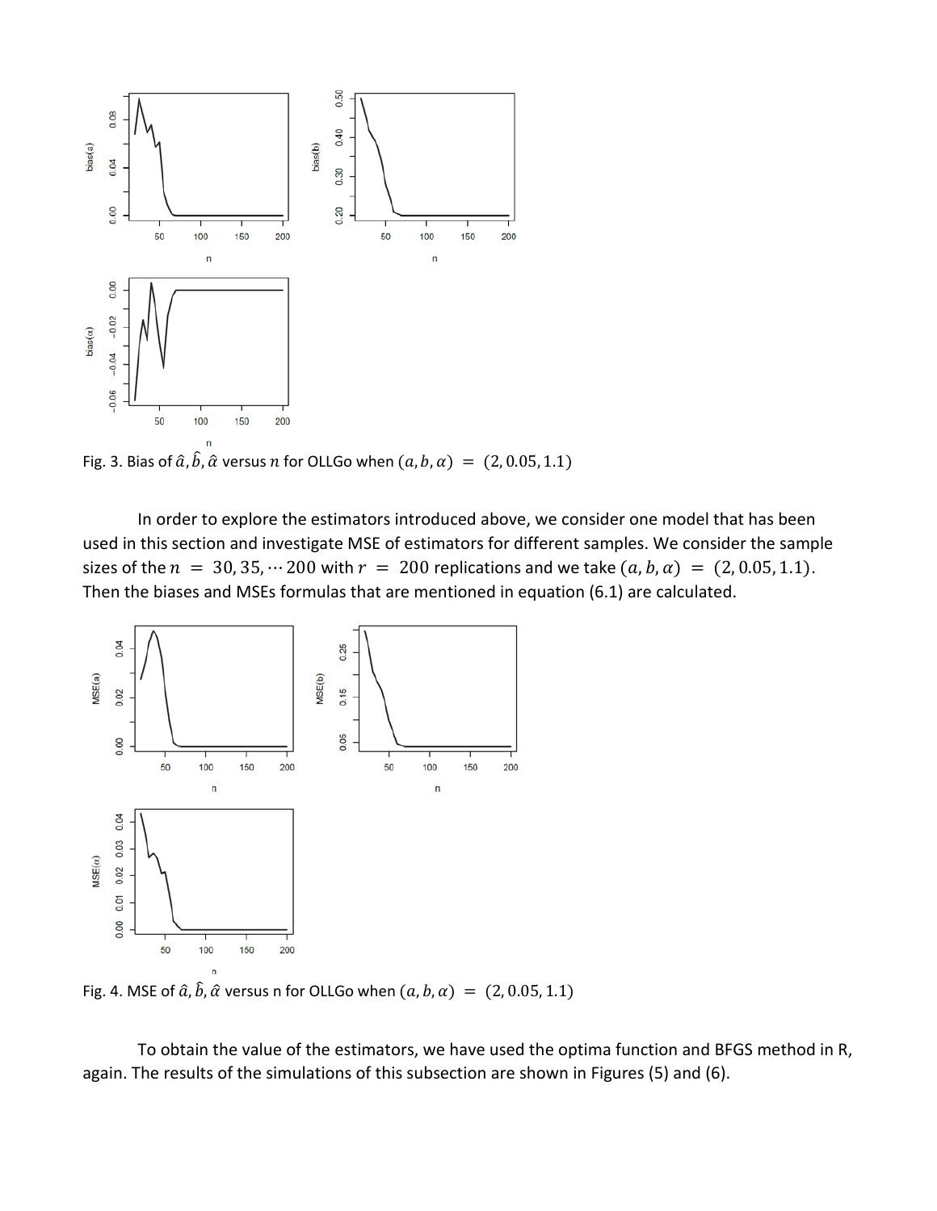Fig. 3. Bias of $\hat{a}, \hat{b}, \hat{\alpha}$ versus $n$ for OLLGo when $(a, b, \alpha) = (2, 0.05, 1.1)$

In order to explore the estimators introduced above, we consider one model that has been used in this section and investigate MSE of estimators for different samples. We consider the sample sizes of the $n = 30, 35, \cdots 200$ with $r = 200$ replications and we take $(a, b, \alpha) = (2, 0.05, 1.1)$. Then the biases and MSEs formulas that are mentioned in equation (6.1) are calculated.

Fig. 4. MSE of $\hat{a}, \hat{b}, \hat{\alpha}$ versus n for OLLGo when $(a, b, \alpha) = (2, 0.05, 1.1)$

To obtain the value of the estimators, we have used the optima function and BFGS method in R, again. The results of the simulations of this subsection are shown in Figures (5) and (6).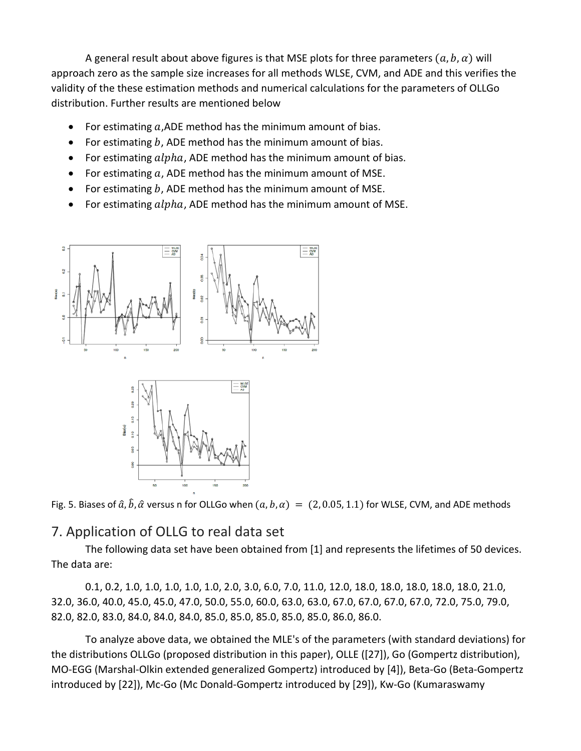A general result about above figures is that MSE plots for three parameters $(a, b, \alpha)$ will approach zero as the sample size increases for all methods WLSE, CVM, and ADE and this verifies the validity of the these estimation methods and numerical calculations for the parameters of OLLGo distribution. Further results are mentioned below

- For estimating $a$,ADE method has the minimum amount of bias.
- For estimating $b$, ADE method has the minimum amount of bias.
- For estimating $alpha$, ADE method has the minimum amount of bias.
- For estimating $a$, ADE method has the minimum amount of MSE.
- For estimating $b$, ADE method has the minimum amount of MSE.
- For estimating $alpha$, ADE method has the minimum amount of MSE.

Fig. 5. Biases of $\hat{a}, \hat{b}, \hat{\alpha}$ versus n for OLLGo when $(a, b, \alpha) = (2, 0.05, 1.1)$ for WLSE, CVM, and ADE methods

## 7. Application of OLLG to real data set

The following data set have been obtained from [1] and represents the lifetimes of 50 devices. The data are:

0.1, 0.2, 1.0, 1.0, 1.0, 1.0, 1.0, 2.0, 3.0, 6.0, 7.0, 11.0, 12.0, 18.0, 18.0, 18.0, 18.0, 18.0, 21.0, 32.0, 36.0, 40.0, 45.0, 45.0, 47.0, 50.0, 55.0, 60.0, 63.0, 63.0, 67.0, 67.0, 67.0, 67.0, 72.0, 75.0, 79.0, 82.0, 82.0, 83.0, 84.0, 84.0, 84.0, 85.0, 85.0, 85.0, 85.0, 85.0, 86.0, 86.0.

To analyze above data, we obtained the MLE's of the parameters (with standard deviations) for the distributions OLLGo (proposed distribution in this paper), OLLE ([27]), Go (Gompertz distribution), MO-EGG (Marshal-Olkin extended generalized Gompertz) introduced by [4]), Beta-Go (Beta-Gompertz introduced by [22]), Mc-Go (Mc Donald-Gompertz introduced by [29]), Kw-Go (Kumaraswamy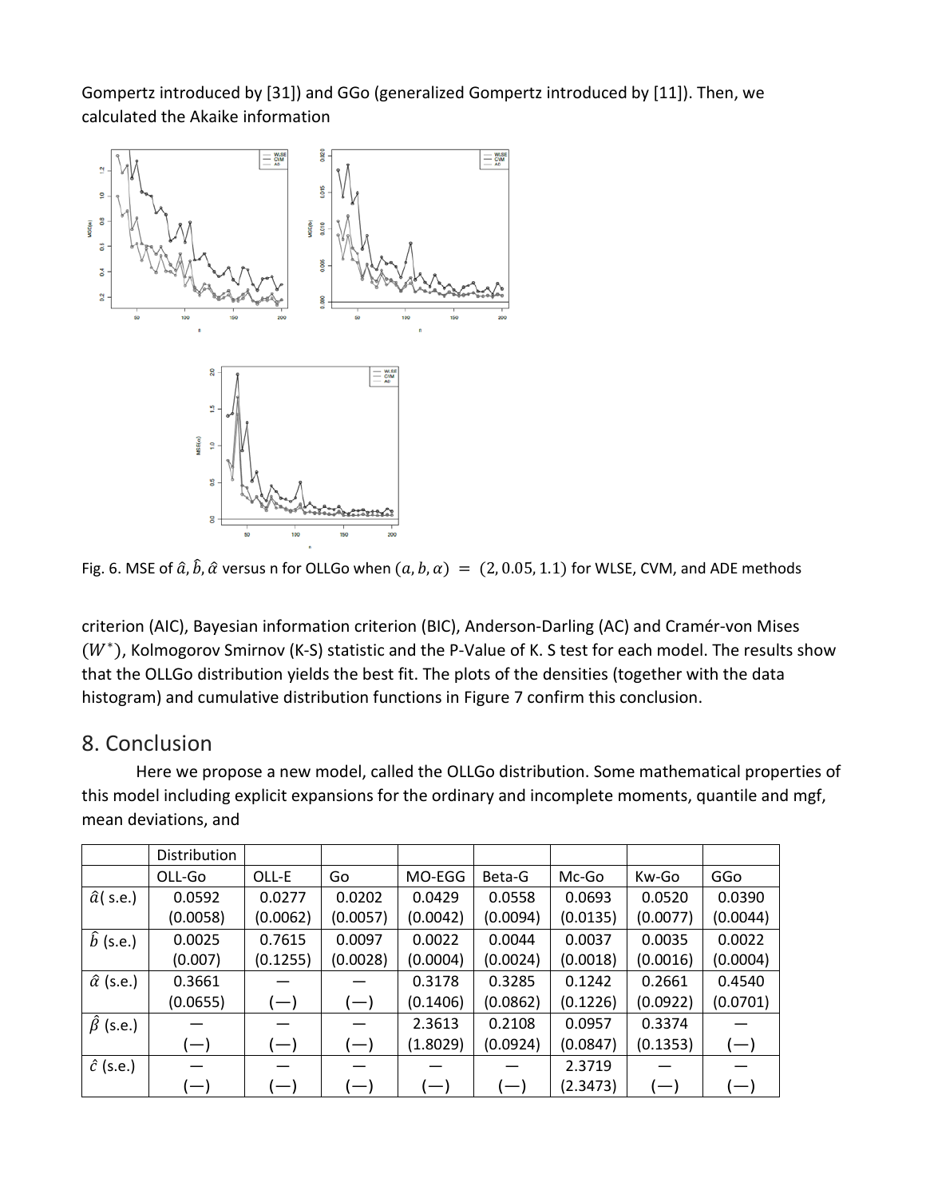Gompertz introduced by [31]) and GGo (generalized Gompertz introduced by [11]). Then, we calculated the Akaike information

Fig. 6. MSE of $\hat{a}, \hat{b}, \hat{\alpha}$ versus n for OLLGo when $(a, b, \alpha) = (2, 0.05, 1.1)$ for WLSE, CVM, and ADE methods

criterion (AIC), Bayesian information criterion (BIC), Anderson-Darling (AC) and Cramér-von Mises $(W^{*})$, Kolmogorov Smirnov (K-S) statistic and the P-Value of K. S test for each model. The results show that the OLLGo distribution yields the best fit. The plots of the densities (together with the data histogram) and cumulative distribution functions in Figure 7 confirm this conclusion.

## 8. Conclusion

Here we propose a new model, called the OLLGo distribution. Some mathematical properties of this model including explicit expansions for the ordinary and incomplete moments, quantile and mgf, mean deviations, and

| | Distribution | | | | | | | |
|---|---|---|---|---|---|---|---|---|
| | OLL-Go | OLL-E | Go | MO-EGG | Beta-G | Mc-Go | Kw-Go | GGo |
| $\hat{a}$( s.e.) | 0.0592 (0.0058) | 0.0277 (0.0062) | 0.0202 (0.0057) | 0.0429 (0.0042) | 0.0558 (0.0094) | 0.0693 (0.0135) | 0.0520 (0.0077) | 0.0390 (0.0044) |
| $\hat{b}$ (s.e.) | 0.0025 (0.007) | 0.7615 (0.1255) | 0.0097 (0.0028) | 0.0022 (0.0004) | 0.0044 (0.0024) | 0.0037 (0.0018) | 0.0035 (0.0016) | 0.0022 (0.0004) |
| $\hat{\alpha}$ (s.e.) | 0.3661 (0.0655) | — (—) | — (—) | 0.3178 (0.1406) | 0.3285 (0.0862) | 0.1242 (0.1226) | 0.2661 (0.0922) | 0.4540 (0.0701) |
| $\hat{\beta}$ (s.e.) | — (—) | — (—) | — (—) | 2.3613 (1.8029) | 0.2108 (0.0924) | 0.0957 (0.0847) | 0.3374 (0.1353) | — (—) |
| $\hat{c}$ (s.e.) | — (—) | — (—) | — (—) | — (—) | — (—) | 2.3719 (2.3473) | — (—) | — (—) |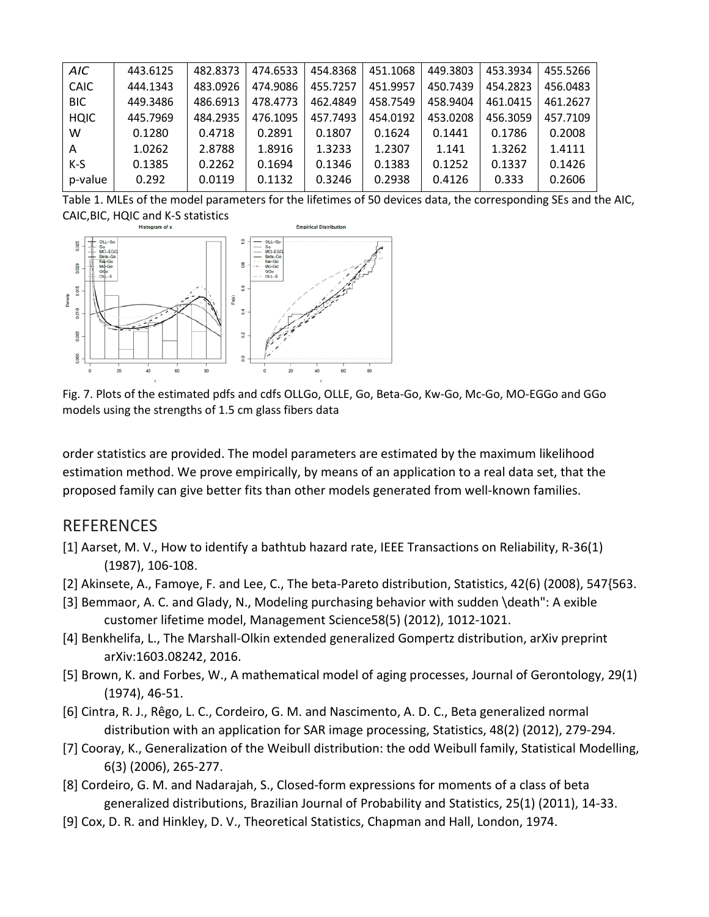| *AIC* | 443.6125 | 482.8373 | 474.6533 | 454.8368 | 451.1068 | 449.3803 | 453.3934 | 455.5266 |
|---|---|---|---|---|---|---|---|---|
| CAIC | 444.1343 | 483.0926 | 474.9086 | 455.7257 | 451.9957 | 450.7439 | 454.2823 | 456.0483 |
| BIC | 449.3486 | 486.6913 | 478.4773 | 462.4849 | 458.7549 | 458.9404 | 461.0415 | 461.2627 |
| HQIC | 445.7969 | 484.2935 | 476.1095 | 457.7493 | 454.0192 | 453.0208 | 456.3059 | 457.7109 |
| W | 0.1280 | 0.4718 | 0.2891 | 0.1807 | 0.1624 | 0.1441 | 0.1786 | 0.2008 |
| A | 1.0262 | 2.8788 | 1.8916 | 1.3233 | 1.2307 | 1.141 | 1.3262 | 1.4111 |
| K-S | 0.1385 | 0.2262 | 0.1694 | 0.1346 | 0.1383 | 0.1252 | 0.1337 | 0.1426 |
| p-value | 0.292 | 0.0119 | 0.1132 | 0.3246 | 0.2938 | 0.4126 | 0.333 | 0.2606 |

Table 1. MLEs of the model parameters for the lifetimes of 50 devices data, the corresponding SEs and the AIC, CAIC,BIC, HQIC and K-S statistics

Fig. 7. Plots of the estimated pdfs and cdfs OLLGo, OLLE, Go, Beta-Go, Kw-Go, Mc-Go, MO-EGGo and GGo models using the strengths of 1.5 cm glass fibers data

order statistics are provided. The model parameters are estimated by the maximum likelihood estimation method. We prove empirically, by means of an application to a real data set, that the proposed family can give better fits than other models generated from well-known families.

## REFERENCES

[1] Aarset, M. V., How to identify a bathtub hazard rate, IEEE Transactions on Reliability, R-36(1) (1987), 106-108.

[2] Akinsete, A., Famoye, F. and Lee, C., The beta-Pareto distribution, Statistics, 42(6) (2008), 547{563.

[3] Bemmaor, A. C. and Glady, N., Modeling purchasing behavior with sudden \death": A exible customer lifetime model, Management Science58(5) (2012), 1012-1021.

[4] Benkhelifa, L., The Marshall-Olkin extended generalized Gompertz distribution, arXiv preprint arXiv:1603.08242, 2016.

[5] Brown, K. and Forbes, W., A mathematical model of aging processes, Journal of Gerontology, 29(1) (1974), 46-51.

[6] Cintra, R. J., Rêgo, L. C., Cordeiro, G. M. and Nascimento, A. D. C., Beta generalized normal distribution with an application for SAR image processing, Statistics, 48(2) (2012), 279-294.

[7] Cooray, K., Generalization of the Weibull distribution: the odd Weibull family, Statistical Modelling, 6(3) (2006), 265-277.

[8] Cordeiro, G. M. and Nadarajah, S., Closed-form expressions for moments of a class of beta generalized distributions, Brazilian Journal of Probability and Statistics, 25(1) (2011), 14-33.

[9] Cox, D. R. and Hinkley, D. V., Theoretical Statistics, Chapman and Hall, London, 1974.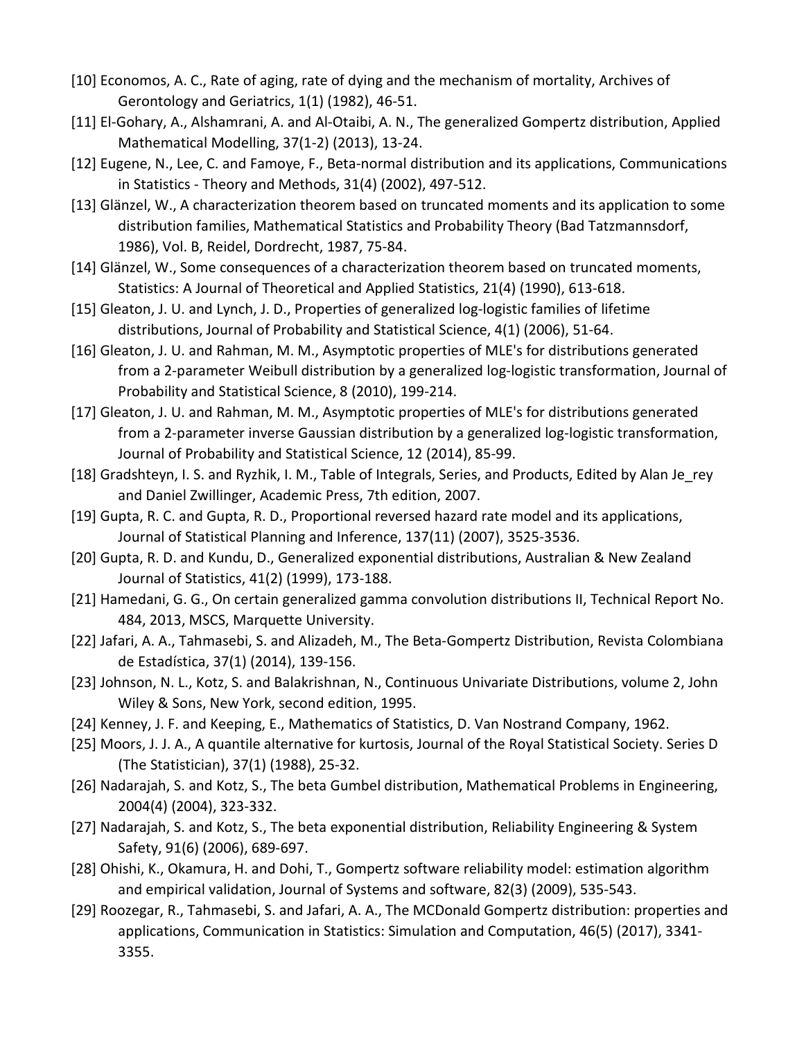[10] Economos, A. C., Rate of aging, rate of dying and the mechanism of mortality, Archives of Gerontology and Geriatrics, 1(1) (1982), 46-51.

[11] El-Gohary, A., Alshamrani, A. and Al-Otaibi, A. N., The generalized Gompertz distribution, Applied Mathematical Modelling, 37(1-2) (2013), 13-24.

[12] Eugene, N., Lee, C. and Famoye, F., Beta-normal distribution and its applications, Communications in Statistics - Theory and Methods, 31(4) (2002), 497-512.

[13] Glänzel, W., A characterization theorem based on truncated moments and its application to some distribution families, Mathematical Statistics and Probability Theory (Bad Tatzmannsdorf, 1986), Vol. B, Reidel, Dordrecht, 1987, 75-84.

[14] Glänzel, W., Some consequences of a characterization theorem based on truncated moments, Statistics: A Journal of Theoretical and Applied Statistics, 21(4) (1990), 613-618.

[15] Gleaton, J. U. and Lynch, J. D., Properties of generalized log-logistic families of lifetime distributions, Journal of Probability and Statistical Science, 4(1) (2006), 51-64.

[16] Gleaton, J. U. and Rahman, M. M., Asymptotic properties of MLE's for distributions generated from a 2-parameter Weibull distribution by a generalized log-logistic transformation, Journal of Probability and Statistical Science, 8 (2010), 199-214.

[17] Gleaton, J. U. and Rahman, M. M., Asymptotic properties of MLE's for distributions generated from a 2-parameter inverse Gaussian distribution by a generalized log-logistic transformation, Journal of Probability and Statistical Science, 12 (2014), 85-99.

[18] Gradshteyn, I. S. and Ryzhik, I. M., Table of Integrals, Series, and Products, Edited by Alan Je_rey and Daniel Zwillinger, Academic Press, 7th edition, 2007.

[19] Gupta, R. C. and Gupta, R. D., Proportional reversed hazard rate model and its applications, Journal of Statistical Planning and Inference, 137(11) (2007), 3525-3536.

[20] Gupta, R. D. and Kundu, D., Generalized exponential distributions, Australian & New Zealand Journal of Statistics, 41(2) (1999), 173-188.

[21] Hamedani, G. G., On certain generalized gamma convolution distributions II, Technical Report No. 484, 2013, MSCS, Marquette University.

[22] Jafari, A. A., Tahmasebi, S. and Alizadeh, M., The Beta-Gompertz Distribution, Revista Colombiana de Estadística, 37(1) (2014), 139-156.

[23] Johnson, N. L., Kotz, S. and Balakrishnan, N., Continuous Univariate Distributions, volume 2, John Wiley & Sons, New York, second edition, 1995.

[24] Kenney, J. F. and Keeping, E., Mathematics of Statistics, D. Van Nostrand Company, 1962.

[25] Moors, J. J. A., A quantile alternative for kurtosis, Journal of the Royal Statistical Society. Series D (The Statistician), 37(1) (1988), 25-32.

[26] Nadarajah, S. and Kotz, S., The beta Gumbel distribution, Mathematical Problems in Engineering, 2004(4) (2004), 323-332.

[27] Nadarajah, S. and Kotz, S., The beta exponential distribution, Reliability Engineering & System Safety, 91(6) (2006), 689-697.

[28] Ohishi, K., Okamura, H. and Dohi, T., Gompertz software reliability model: estimation algorithm and empirical validation, Journal of Systems and software, 82(3) (2009), 535-543.

[29] Roozegar, R., Tahmasebi, S. and Jafari, A. A., The MCDonald Gompertz distribution: properties and applications, Communication in Statistics: Simulation and Computation, 46(5) (2017), 3341-3355.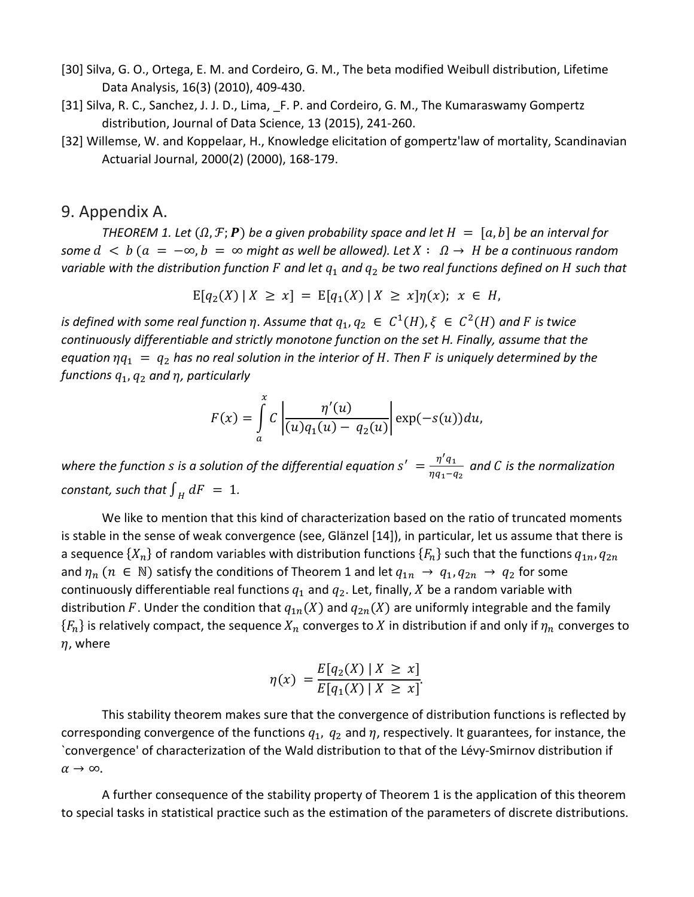[30] Silva, G. O., Ortega, E. M. and Cordeiro, G. M., The beta modified Weibull distribution, Lifetime Data Analysis, 16(3) (2010), 409-430.

[31] Silva, R. C., Sanchez, J. J. D., Lima, _F. P. and Cordeiro, G. M., The Kumaraswamy Gompertz distribution, Journal of Data Science, 13 (2015), 241-260.

[32] Willemse, W. and Koppelaar, H., Knowledge elicitation of gompertz'law of mortality, Scandinavian Actuarial Journal, 2000(2) (2000), 168-179.

# 9. Appendix A.

*THEOREM 1. Let $(\Omega, \mathcal{F}; \boldsymbol{P})$ be a given probability space and let $H = [a, b]$ be an interval for some $d < b$ ($a = -\infty, b = \infty$ might as well be allowed). Let $X : \Omega \to H$ be a continuous random variable with the distribution function $F$ and let $q_1$ and $q_2$ be two real functions defined on $H$ such that*

$$\mathrm{E}[q_2(X) \mid X \geq x] = \mathrm{E}[q_1(X) \mid X \geq x]\eta(x); \;\; x \in H,$$

*is defined with some real function $\eta$. Assume that $q_1, q_2 \in C^1(H), \xi \in C^2(H)$ and $F$ is twice continuously differentiable and strictly monotone function on the set $H$. Finally, assume that the equation $\eta q_1 = q_2$ has no real solution in the interior of $H$. Then $F$ is uniquely determined by the functions $q_1, q_2$ and $\eta$, particularly*

$$F(x) = \int_a^x C \left| \frac{\eta'(u)}{(u)q_1(u) - q_2(u)} \right| \exp(-s(u))du,$$

*where the function $s$ is a solution of the differential equation $s' = \frac{\eta' q_1}{\eta q_1 - q_2}$ and $C$ is the normalization constant, such that $\int_H dF = 1$.*

We like to mention that this kind of characterization based on the ratio of truncated moments is stable in the sense of weak convergence (see, Glänzel [14]), in particular, let us assume that there is a sequence $\{X_n\}$ of random variables with distribution functions $\{F_n\}$ such that the functions $q_{1n}, q_{2n}$ and $\eta_n$ ($n \in \mathbb{N}$) satisfy the conditions of Theorem 1 and let $q_{1n} \to q_1, q_{2n} \to q_2$ for some continuously differentiable real functions $q_1$ and $q_2$. Let, finally, $X$ be a random variable with distribution $F$. Under the condition that $q_{1n}(X)$ and $q_{2n}(X)$ are uniformly integrable and the family $\{F_n\}$ is relatively compact, the sequence $X_n$ converges to $X$ in distribution if and only if $\eta_n$ converges to $\eta$, where

$$\eta(x) = \frac{E[q_2(X) \mid X \geq x]}{E[q_1(X) \mid X \geq x]}.$$

This stability theorem makes sure that the convergence of distribution functions is reflected by corresponding convergence of the functions $q_1$, $q_2$ and $\eta$, respectively. It guarantees, for instance, the `convergence' of characterization of the Wald distribution to that of the Lévy-Smirnov distribution if $\alpha \to \infty$.

A further consequence of the stability property of Theorem 1 is the application of this theorem to special tasks in statistical practice such as the estimation of the parameters of discrete distributions.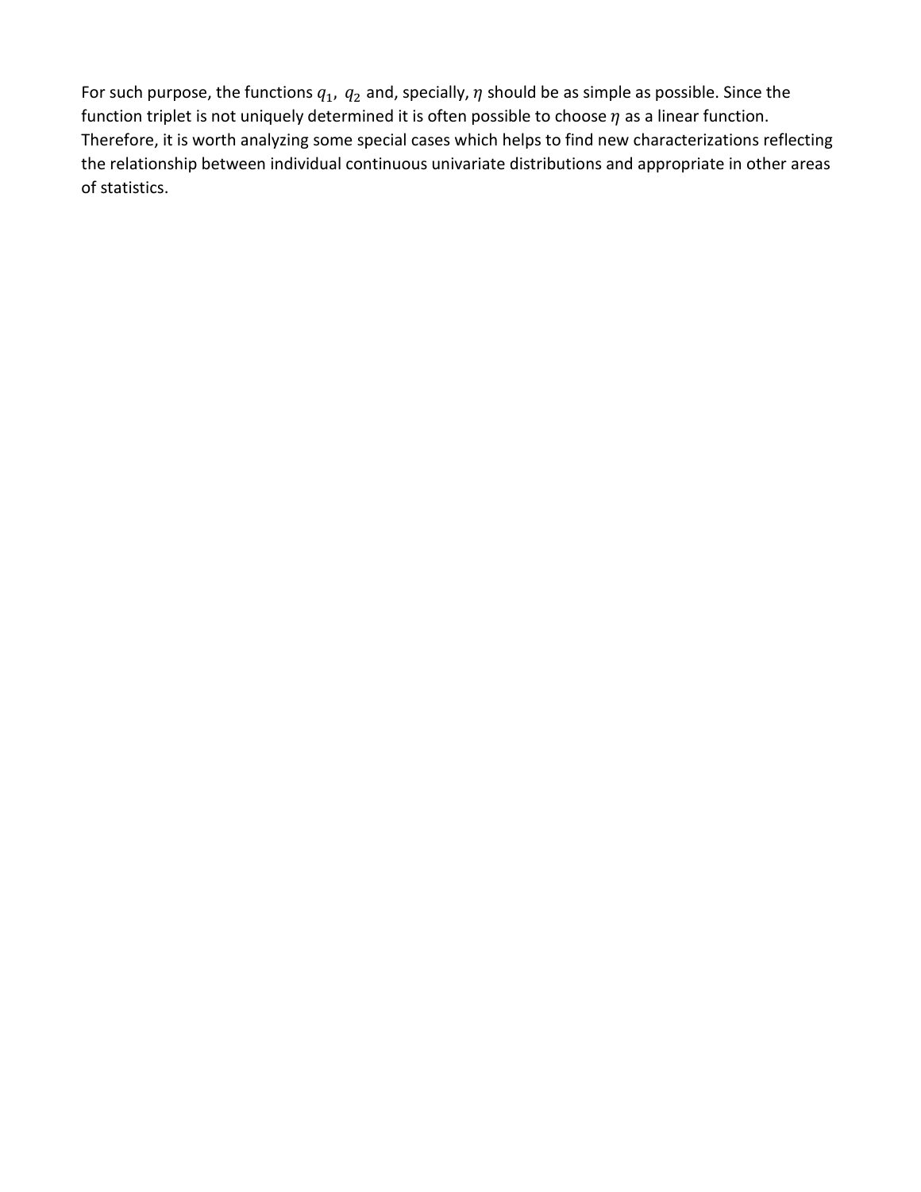For such purpose, the functions $q_1$, $q_2$ and, specially, $\eta$ should be as simple as possible. Since the function triplet is not uniquely determined it is often possible to choose $\eta$ as a linear function. Therefore, it is worth analyzing some special cases which helps to find new characterizations reflecting the relationship between individual continuous univariate distributions and appropriate in other areas of statistics.